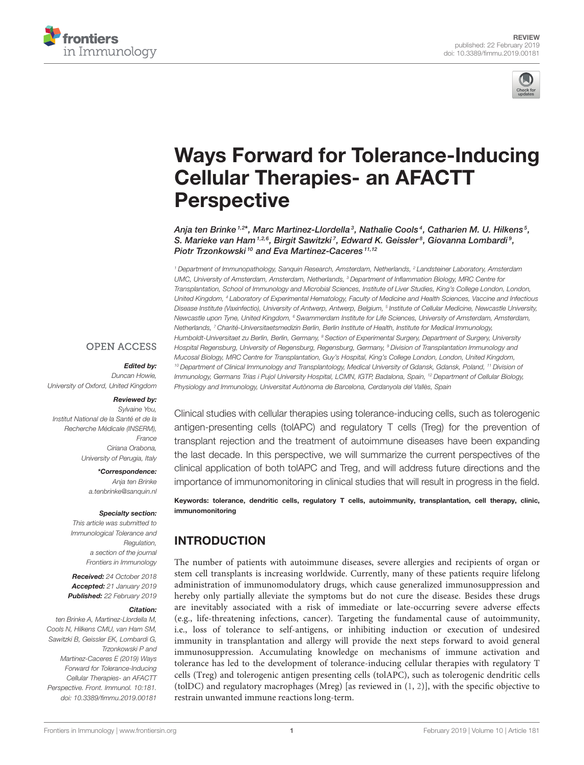REVIEW
published: 22 February 2019
doi: 10.3389/fimmu.2019.00181

# Ways Forward for Tolerance-Inducing Cellular Therapies- an AFACTT Perspective

Anja ten Brinke[1,2]*, Marc Martinez-Llordella[3], Nathalie Cools[4], Catharien M. U. Hilkens[5], S. Marieke van Ham[1,2,6], Birgit Sawitzki[7], Edward K. Geissler[8], Giovanna Lombardi[9], Piotr Trzonkowski[10] and Eva Martinez-Caceres[11,12]

[1] Department of Immunopathology, Sanquin Research, Amsterdam, Netherlands, [2] Landsteiner Laboratory, Amsterdam UMC, University of Amsterdam, Amsterdam, Netherlands, [3] Department of Inflammation Biology, MRC Centre for Transplantation, School of Immunology and Microbial Sciences, Institute of Liver Studies, King's College London, London, United Kingdom, [4] Laboratory of Experimental Hematology, Faculty of Medicine and Health Sciences, Vaccine and Infectious Disease Institute (Vaxinfectio), University of Antwerp, Antwerp, Belgium, [5] Institute of Cellular Medicine, Newcastle University, Newcastle upon Tyne, United Kingdom, [6] Swammerdam Institute for Life Sciences, University of Amsterdam, Amsterdam, Netherlands, [7] Charité-Universitaetsmedizin Berlin, Berlin Institute of Health, Institute for Medical Immunology, Humboldt-Universitaet zu Berlin, Berlin, Germany, [8] Section of Experimental Surgery, Department of Surgery, University Hospital Regensburg, University of Regensburg, Regensburg, Germany, [9] Division of Transplantation Immunology and Mucosal Biology, MRC Centre for Transplantation, Guy's Hospital, King's College London, London, United Kingdom, [10] Department of Clinical Immunology and Transplantology, Medical University of Gdansk, Gdansk, Poland, [11] Division of Immunology, Germans Trias i Pujol University Hospital, LCMN, IGTP, Badalona, Spain, [12] Department of Cellular Biology, Physiology and Immunology, Universitat Autònoma de Barcelona, Cerdanyola del Vallès, Spain

OPEN ACCESS

***Edited by:***
Duncan Howie,
University of Oxford, United Kingdom

***Reviewed by:***
Sylvaine You,
Institut National de la Santé et de la Recherche Médicale (INSERM), France
Ciriana Orabona,
University of Perugia, Italy

***\*Correspondence:***
Anja ten Brinke
a.tenbrinke@sanquin.nl

***Specialty section:***
This article was submitted to Immunological Tolerance and Regulation, a section of the journal Frontiers in Immunology

***Received:*** 24 October 2018
***Accepted:*** 21 January 2019
***Published:*** 22 February 2019

***Citation:***
ten Brinke A, Martinez-Llordella M, Cools N, Hilkens CMU, van Ham SM, Sawitzki B, Geissler EK, Lombardi G, Trzonkowski P and Martinez-Caceres E (2019) Ways Forward for Tolerance-Inducing Cellular Therapies- an AFACTT Perspective. Front. Immunol. 10:181. doi: 10.3389/fimmu.2019.00181

Clinical studies with cellular therapies using tolerance-inducing cells, such as tolerogenic antigen-presenting cells (tolAPC) and regulatory T cells (Treg) for the prevention of transplant rejection and the treatment of autoimmune diseases have been expanding the last decade. In this perspective, we will summarize the current perspectives of the clinical application of both tolAPC and Treg, and will address future directions and the importance of immunomonitoring in clinical studies that will result in progress in the field.

**Keywords: tolerance, dendritic cells, regulatory T cells, autoimmunity, transplantation, cell therapy, clinic, immunomonitoring**

## INTRODUCTION

The number of patients with autoimmune diseases, severe allergies and recipients of organ or stem cell transplants is increasing worldwide. Currently, many of these patients require lifelong administration of immunomodulatory drugs, which cause generalized immunosuppression and hereby only partially alleviate the symptoms but do not cure the disease. Besides these drugs are inevitably associated with a risk of immediate or late-occurring severe adverse effects (e.g., life-threatening infections, cancer). Targeting the fundamental cause of autoimmunity, i.e., loss of tolerance to self-antigens, or inhibiting induction or execution of undesired immunity in transplantation and allergy will provide the next steps forward to avoid general immunosuppression. Accumulating knowledge on mechanisms of immune activation and tolerance has led to the development of tolerance-inducing cellular therapies with regulatory T cells (Treg) and tolerogenic antigen presenting cells (tolAPC), such as tolerogenic dendritic cells (tolDC) and regulatory macrophages (Mreg) [as reviewed in (1, 2)], with the specific objective to restrain unwanted immune reactions long-term.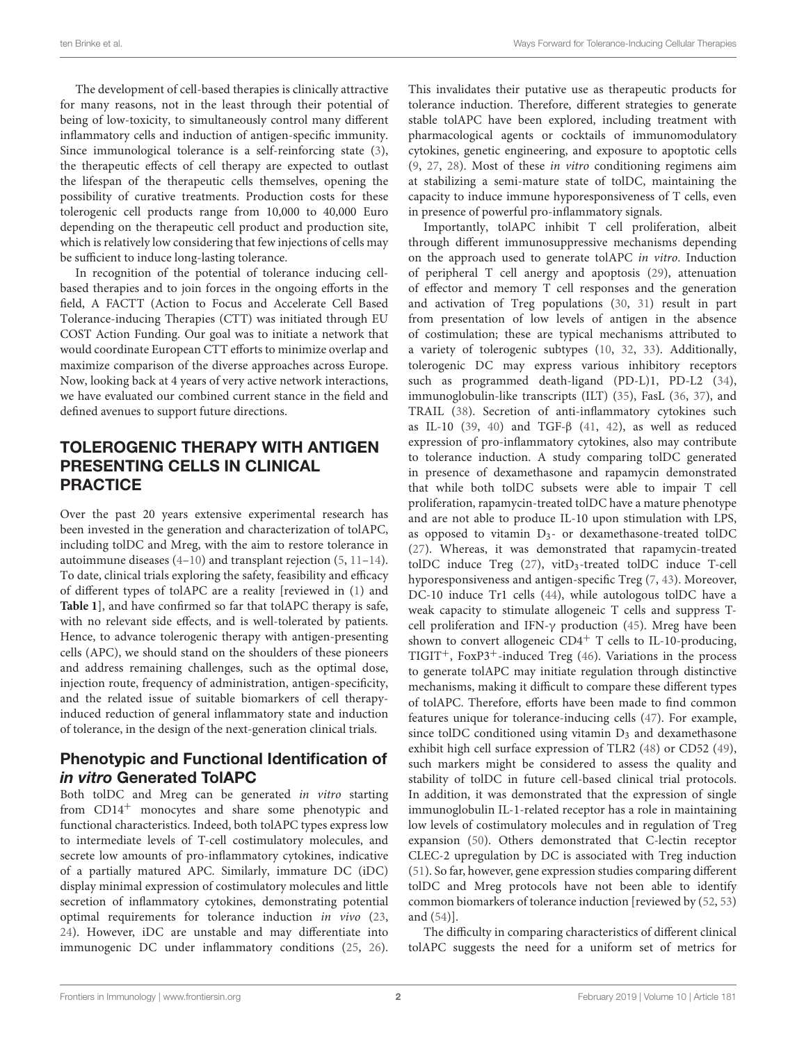The development of cell-based therapies is clinically attractive for many reasons, not in the least through their potential of being of low-toxicity, to simultaneously control many different inflammatory cells and induction of antigen-specific immunity. Since immunological tolerance is a self-reinforcing state (3), the therapeutic effects of cell therapy are expected to outlast the lifespan of the therapeutic cells themselves, opening the possibility of curative treatments. Production costs for these tolerogenic cell products range from 10,000 to 40,000 Euro depending on the therapeutic cell product and production site, which is relatively low considering that few injections of cells may be sufficient to induce long-lasting tolerance.

In recognition of the potential of tolerance inducing cell-based therapies and to join forces in the ongoing efforts in the field, A FACTT (Action to Focus and Accelerate Cell Based Tolerance-inducing Therapies (CTT) was initiated through EU COST Action Funding. Our goal was to initiate a network that would coordinate European CTT efforts to minimize overlap and maximize comparison of the diverse approaches across Europe. Now, looking back at 4 years of very active network interactions, we have evaluated our combined current stance in the field and defined avenues to support future directions.

## TOLEROGENIC THERAPY WITH ANTIGEN PRESENTING CELLS IN CLINICAL PRACTICE

Over the past 20 years extensive experimental research has been invested in the generation and characterization of tolAPC, including tolDC and Mreg, with the aim to restore tolerance in autoimmune diseases (4–10) and transplant rejection (5, 11–14). To date, clinical trials exploring the safety, feasibility and efficacy of different types of tolAPC are a reality [reviewed in (1) and **Table 1**], and have confirmed so far that tolAPC therapy is safe, with no relevant side effects, and is well-tolerated by patients. Hence, to advance tolerogenic therapy with antigen-presenting cells (APC), we should stand on the shoulders of these pioneers and address remaining challenges, such as the optimal dose, injection route, frequency of administration, antigen-specificity, and the related issue of suitable biomarkers of cell therapy-induced reduction of general inflammatory state and induction of tolerance, in the design of the next-generation clinical trials.

### Phenotypic and Functional Identification of *in vitro* Generated TolAPC

Both tolDC and Mreg can be generated *in vitro* starting from $CD14^{+}$ monocytes and share some phenotypic and functional characteristics. Indeed, both tolAPC types express low to intermediate levels of T-cell costimulatory molecules, and secrete low amounts of pro-inflammatory cytokines, indicative of a partially matured APC. Similarly, immature DC (iDC) display minimal expression of costimulatory molecules and little secretion of inflammatory cytokines, demonstrating potential optimal requirements for tolerance induction *in vivo* (23, 24). However, iDC are unstable and may differentiate into immunogenic DC under inflammatory conditions (25, 26). This invalidates their putative use as therapeutic products for tolerance induction. Therefore, different strategies to generate stable tolAPC have been explored, including treatment with pharmacological agents or cocktails of immunomodulatory cytokines, genetic engineering, and exposure to apoptotic cells (9, 27, 28). Most of these *in vitro* conditioning regimens aim at stabilizing a semi-mature state of tolDC, maintaining the capacity to induce immune hyporesponsiveness of T cells, even in presence of powerful pro-inflammatory signals.

Importantly, tolAPC inhibit T cell proliferation, albeit through different immunosuppressive mechanisms depending on the approach used to generate tolAPC *in vitro*. Induction of peripheral T cell anergy and apoptosis (29), attenuation of effector and memory T cell responses and the generation and activation of Treg populations (30, 31) result in part from presentation of low levels of antigen in the absence of costimulation; these are typical mechanisms attributed to a variety of tolerogenic subtypes (10, 32, 33). Additionally, tolerogenic DC may express various inhibitory receptors such as programmed death-ligand (PD-L)1, PD-L2 (34), immunoglobulin-like transcripts (ILT) (35), FasL (36, 37), and TRAIL (38). Secretion of anti-inflammatory cytokines such as IL-10 (39, 40) and TGF-β (41, 42), as well as reduced expression of pro-inflammatory cytokines, also may contribute to tolerance induction. A study comparing tolDC generated in presence of dexamethasone and rapamycin demonstrated that while both tolDC subsets were able to impair T cell proliferation, rapamycin-treated tolDC have a mature phenotype and are not able to produce IL-10 upon stimulation with LPS, as opposed to vitamin $D_3$- or dexamethasone-treated tolDC (27). Whereas, it was demonstrated that rapamycin-treated tolDC induce Treg (27), vit$D_3$-treated tolDC induce T-cell hyporesponsiveness and antigen-specific Treg (7, 43). Moreover, DC-10 induce Tr1 cells (44), while autologous tolDC have a weak capacity to stimulate allogeneic T cells and suppress T-cell proliferation and IFN-γ production (45). Mreg have been shown to convert allogeneic $CD4^{+}$ T cells to IL-10-producing, $TIGIT^{+}$, $FoxP3^{+}$-induced Treg (46). Variations in the process to generate tolAPC may initiate regulation through distinctive mechanisms, making it difficult to compare these different types of tolAPC. Therefore, efforts have been made to find common features unique for tolerance-inducing cells (47). For example, since tolDC conditioned using vitamin $D_3$ and dexamethasone exhibit high cell surface expression of TLR2 (48) or CD52 (49), such markers might be considered to assess the quality and stability of tolDC in future cell-based clinical trial protocols. In addition, it was demonstrated that the expression of single immunoglobulin IL-1-related receptor has a role in maintaining low levels of costimulatory molecules and in regulation of Treg expansion (50). Others demonstrated that C-lectin receptor CLEC-2 upregulation by DC is associated with Treg induction (51). So far, however, gene expression studies comparing different tolDC and Mreg protocols have not been able to identify common biomarkers of tolerance induction [reviewed by (52, 53) and (54)].

The difficulty in comparing characteristics of different clinical tolAPC suggests the need for a uniform set of metrics for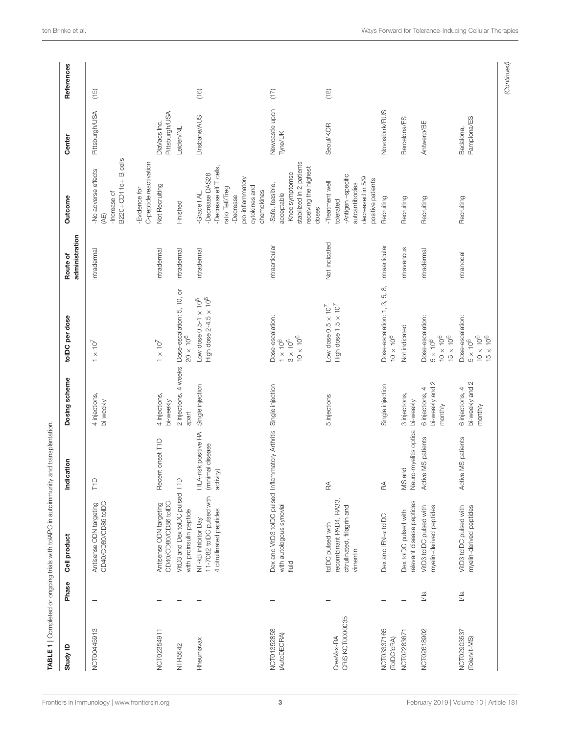**TABLE 1** | Completed or ongoing trials with tolAPC in autoimmunity and transplantation.

| Study ID | Phase | Cell product | Indication | Dosing scheme | tolDC per dose | Route of administration | Outcome | Center | References |
|---|---|---|---|---|---|---|---|---|---|
| NCT00445913 | I | Antisense ODN targeting CD40/CD80/CD86 tolDC | T1D | 4 injections, bi-weekly | $1 \times 10^7$ | Intradermal | -No adverse effects (AE)<br>-Increase of B220+CD11c+ B cells<br>-Evidence for C-peptide reactivation | Pittsburgh/USA | (15) |
| NCT02354911 | II | Antisense ODN targeting CD40/CD80/CD86 tolDC | Recent onset T1D | 4 injections, bi-weekly | $1 \times 10^7$ | Intradermal | Not Recruiting | DiaVacs Inc. Pittsburgh/USA | |
| NTR5542 | I | VitD3 and Dex tolDC pulsed with proinsulin peptide | T1D | 2 injections, 4 weeks apart | Dose-escalation: 5, 10, or $20 \times 10^6$ | Intradermal | Finished | Leiden/NL | |
| Rheumavax | I | NF-kB inhibitor Bay 11-7082 tolDC pulsed with 4 citrullinated peptides | HLA-risk positive RA (minimal disease activity) | Single injection | Low dose $0.5\text{-}1 \times 10^6$<br>High dose $2\text{-}4.5 \times 10^6$ | Intradermal | -Grade I AE.<br>-Decrease DAS28<br>-Decrease eff T cells, ratio Teff/Treg<br>-Decrease pro-inflammatory cytokines and chemokines | Brisbane/AUS | (16) |
| NCT01352858 (AutoDECRA) | I | Dex and VitD3 tolDC pulsed with autologous synovial fluid | Inflammatory Arthritis | Single injection | Dose-escalation:<br>$1 \times 10^6$<br>$3 \times 10^6$<br>$10 \times 10^6$ | Intraarticular | -Safe, feasible, acceptable<br>-Knee symptomse stabilized in 2 patients receiving the highest doses | Newcastle upon Tyne/UK | (17) |
| CreaVax-RA CRiS KCT0000035 | I | tolDC pulsed with recombinant PAD4, RA33, citrullinated, filagrin and vimentin | RA | 5 injections | Low dose $0.5 \times 10^7$<br>High dose $1.5 \times 10^7$ | Not indicated | -Treatment well tolerated<br>-Antigen –specific autoantibodies decreased in 5/9 positive patients | Seoul/KOR | (18) |
| NCT03337165 (TolDCfoRA) | I | Dex and IFN-α tolDC | RA | Single injection | Dose-escalation: 1, 3, 5, 8, $10 \times 10^6$ | Intraarticular | Recruiting | Novosibirk/RUS | |
| NCT02283671 | I | Dex tolDC pulsed with relevant disease peptides | MS and Neuro-myelitis optica | 3 injections, bi-weekly | Not indicated | Intravenous | Recruiting | Barcelona/ES | |
| NCT02618902 | I/IIa | VitD3 tolDC pulsed with myelin-derived peptides | Active MS patients | 6 injections, 4 bi-weekly and 2 monthly | Dose-escalation:<br>$5 \times 10^6$<br>$10 \times 10^6$<br>$15 \times 10^6$ | Intradermal | Recruiting | Antwerp/BE | |
| NCT02903537 (Tolervit-MS) | I/IIa | VitD3 tolDC pulsed with myelin-derived peptides | Active MS patients | 6 injections, 4 bi-weekly and 2 monthly | Dose-escalation:<br>$5 \times 10^6$<br>$10 \times 10^6$<br>$15 \times 10^6$ | Intranodal | Recruiting | Badalona, Pamplona/ES | |

*(Continued)*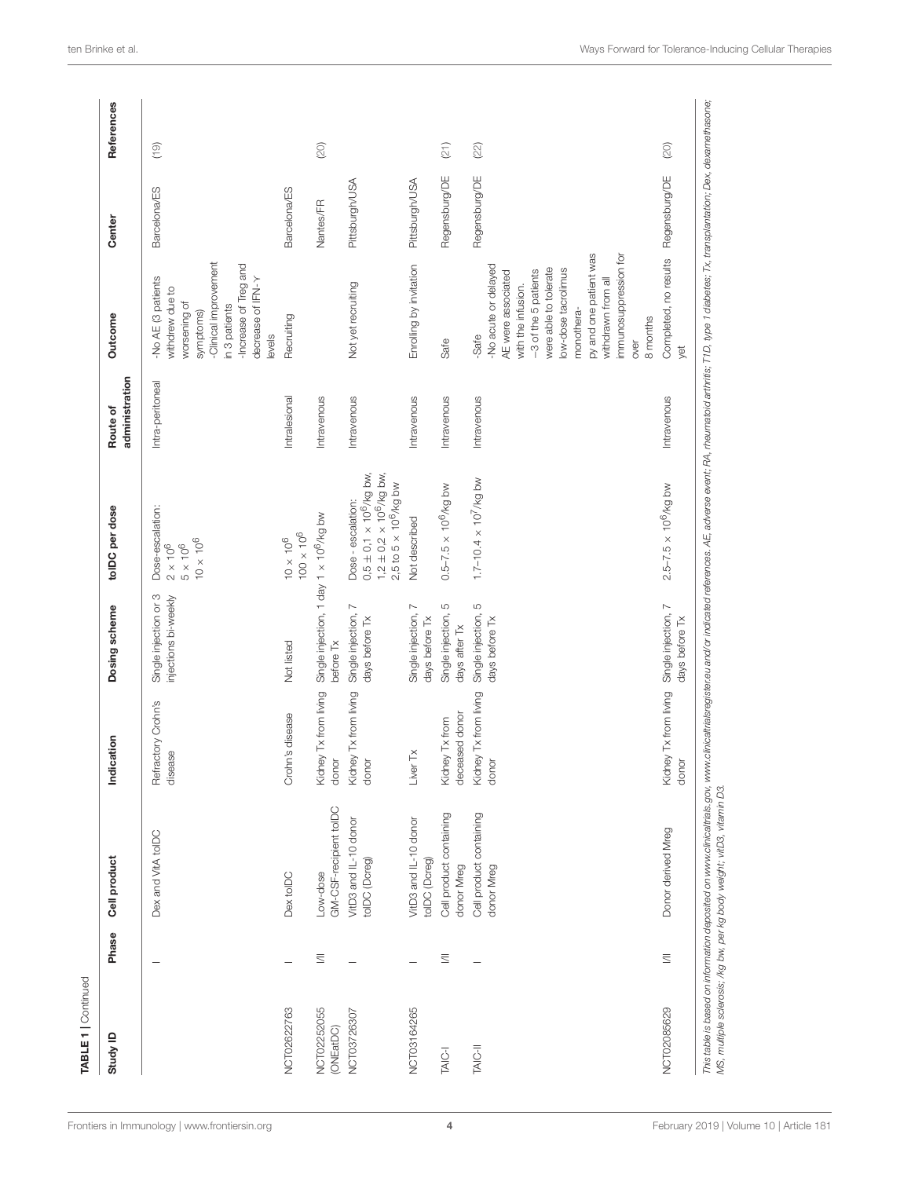**TABLE 1** | Continued

| Study ID | Phase | Cell product | Indication | Dosing scheme | tolDC per dose | Route of administration | Outcome | Center | References |
|---|---|---|---|---|---|---|---|---|---|
| | I | Dex and VitA tolDC | Refractory Crohn's disease | Single injection or 3 injections bi-weekly | Dose-escalation: $2 \times 10^6$ $5 \times 10^6$ $10 \times 10^6$ | Intra-peritoneal | -No AE (3 patients withdrew due to worsening of symptoms) -Clinical improvement in 3 patients -Increase of Treg and decrease of IFN-γ levels | Barcelona/ES | (19) |
| NCT02622763 | I | Dex tolDC | Crohn's disease | Not listed | $10 \times 10^6$ $100 \times 10^6$ | Intralesional | Recruiting | Barcelona/ES | |
| NCT02252055 (ONEatDC) | I/II | Low-dose GM-CSF-recipient tolDC | Kidney Tx from living donor | Single injection, 1 day before Tx | $1 \times 10^6$/kg bw | Intravenous | | Nantes/FR | (20) |
| NCT03726307 | I | VitD3 and IL-10 donor tolDC (Dcreg) | Kidney Tx from living donor | Single injection, 7 days before Tx | Dose - escalation: $0,5 \pm 0,1 \times 10^6$/kg bw, $1,2 \pm 0,2 \times 10^6$/kg bw, $2,5$ to $5 \times 10^6$/kg bw | Intravenous | Not yet recruiting | Pittsburgh/USA | |
| NCT03164265 | I | VitD3 and IL-10 donor tolDC (Dcreg) | Liver Tx | Single injection, 7 days before Tx | Not described | Intravenous | Enrolling by invitation | Pittsburgh/USA | |
| TAIC-I | I/II | Cell product containing donor Mreg | Kidney Tx from deceased donor | Single injection, 5 days after Tx | $0.5$–$7.5 \times 10^6$/kg bw | Intravenous | Safe | Regensburg/DE | (21) |
| TAIC-II | I | Cell product containing donor Mreg | Kidney Tx from living donor | Single injection, 5 days before Tx | $1.7$–$10.4 \times 10^7$/kg bw | Intravenous | -Safe -No acute or delayed AE were associated with the infusion. −3 of the 5 patients were able to tolerate low-dose tacrolimus monothera- py and one patient was withdrawn from all immunosuppression for over 8 months | Regensburg/DE | (22) |
| NCT02085629 | I/II | Donor derived Mreg | Kidney Tx from living donor | Single injection, 7 days before Tx | $2.5$–$7.5 \times 10^6$/kg bw | Intravenous | Completed, no results yet | Regensburg/DE | (20) |

*This table is based on information deposited on www.clinicaltrials.gov, www.clinicaltrialsregister.eu and/or indicated references. AE, adverse event; RA, rheumatoid arthritis; T1D, type 1 diabetes; Tx, transplantation; Dex, dexamethasone; MS, multiple sclerosis; /kg bw, per kg body weight; vitD3, vitamin D3.*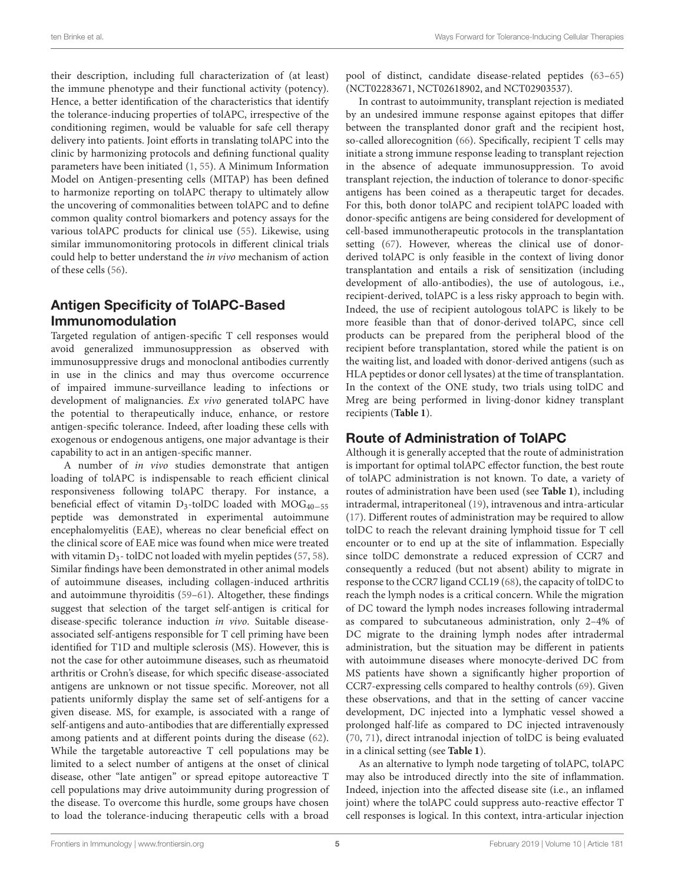their description, including full characterization of (at least) the immune phenotype and their functional activity (potency). Hence, a better identification of the characteristics that identify the tolerance-inducing properties of tolAPC, irrespective of the conditioning regimen, would be valuable for safe cell therapy delivery into patients. Joint efforts in translating tolAPC into the clinic by harmonizing protocols and defining functional quality parameters have been initiated (1, 55). A Minimum Information Model on Antigen-presenting cells (MITAP) has been defined to harmonize reporting on tolAPC therapy to ultimately allow the uncovering of commonalities between tolAPC and to define common quality control biomarkers and potency assays for the various tolAPC products for clinical use (55). Likewise, using similar immunomonitoring protocols in different clinical trials could help to better understand the *in vivo* mechanism of action of these cells (56).

## Antigen Specificity of TolAPC-Based Immunomodulation

Targeted regulation of antigen-specific T cell responses would avoid generalized immunosuppression as observed with immunosuppressive drugs and monoclonal antibodies currently in use in the clinics and may thus overcome occurrence of impaired immune-surveillance leading to infections or development of malignancies. *Ex vivo* generated tolAPC have the potential to therapeutically induce, enhance, or restore antigen-specific tolerance. Indeed, after loading these cells with exogenous or endogenous antigens, one major advantage is their capability to act in an antigen-specific manner.

A number of *in vivo* studies demonstrate that antigen loading of tolAPC is indispensable to reach efficient clinical responsiveness following tolAPC therapy. For instance, a beneficial effect of vitamin $D_3$-tolDC loaded with $MOG_{40-55}$ peptide was demonstrated in experimental autoimmune encephalomyelitis (EAE), whereas no clear beneficial effect on the clinical score of EAE mice was found when mice were treated with vitamin $D_3$- tolDC not loaded with myelin peptides (57, 58). Similar findings have been demonstrated in other animal models of autoimmune diseases, including collagen-induced arthritis and autoimmune thyroiditis (59–61). Altogether, these findings suggest that selection of the target self-antigen is critical for disease-specific tolerance induction *in vivo*. Suitable disease-associated self-antigens responsible for T cell priming have been identified for T1D and multiple sclerosis (MS). However, this is not the case for other autoimmune diseases, such as rheumatoid arthritis or Crohn's disease, for which specific disease-associated antigens are unknown or not tissue specific. Moreover, not all patients uniformly display the same set of self-antigens for a given disease. MS, for example, is associated with a range of self-antigens and auto-antibodies that are differentially expressed among patients and at different points during the disease (62). While the targetable autoreactive T cell populations may be limited to a select number of antigens at the onset of clinical disease, other "late antigen" or spread epitope autoreactive T cell populations may drive autoimmunity during progression of the disease. To overcome this hurdle, some groups have chosen to load the tolerance-inducing therapeutic cells with a broad pool of distinct, candidate disease-related peptides (63–65) (NCT02283671, NCT02618902, and NCT02903537).

In contrast to autoimmunity, transplant rejection is mediated by an undesired immune response against epitopes that differ between the transplanted donor graft and the recipient host, so-called allorecognition (66). Specifically, recipient T cells may initiate a strong immune response leading to transplant rejection in the absence of adequate immunosuppression. To avoid transplant rejection, the induction of tolerance to donor-specific antigens has been coined as a therapeutic target for decades. For this, both donor tolAPC and recipient tolAPC loaded with donor-specific antigens are being considered for development of cell-based immunotherapeutic protocols in the transplantation setting (67). However, whereas the clinical use of donor-derived tolAPC is only feasible in the context of living donor transplantation and entails a risk of sensitization (including development of allo-antibodies), the use of autologous, i.e., recipient-derived, tolAPC is a less risky approach to begin with. Indeed, the use of recipient autologous tolAPC is likely to be more feasible than that of donor-derived tolAPC, since cell products can be prepared from the peripheral blood of the recipient before transplantation, stored while the patient is on the waiting list, and loaded with donor-derived antigens (such as HLA peptides or donor cell lysates) at the time of transplantation. In the context of the ONE study, two trials using tolDC and Mreg are being performed in living-donor kidney transplant recipients (**Table 1**).

## Route of Administration of TolAPC

Although it is generally accepted that the route of administration is important for optimal tolAPC effector function, the best route of tolAPC administration is not known. To date, a variety of routes of administration have been used (see **Table 1**), including intradermal, intraperitoneal (19), intravenous and intra-articular (17). Different routes of administration may be required to allow tolDC to reach the relevant draining lymphoid tissue for T cell encounter or to end up at the site of inflammation. Especially since tolDC demonstrate a reduced expression of CCR7 and consequently a reduced (but not absent) ability to migrate in response to the CCR7 ligand CCL19 (68), the capacity of tolDC to reach the lymph nodes is a critical concern. While the migration of DC toward the lymph nodes increases following intradermal as compared to subcutaneous administration, only 2–4% of DC migrate to the draining lymph nodes after intradermal administration, but the situation may be different in patients with autoimmune diseases where monocyte-derived DC from MS patients have shown a significantly higher proportion of CCR7-expressing cells compared to healthy controls (69). Given these observations, and that in the setting of cancer vaccine development, DC injected into a lymphatic vessel showed a prolonged half-life as compared to DC injected intravenously (70, 71), direct intranodal injection of tolDC is being evaluated in a clinical setting (see **Table 1**).

As an alternative to lymph node targeting of tolAPC, tolAPC may also be introduced directly into the site of inflammation. Indeed, injection into the affected disease site (i.e., an inflamed joint) where the tolAPC could suppress auto-reactive effector T cell responses is logical. In this context, intra-articular injection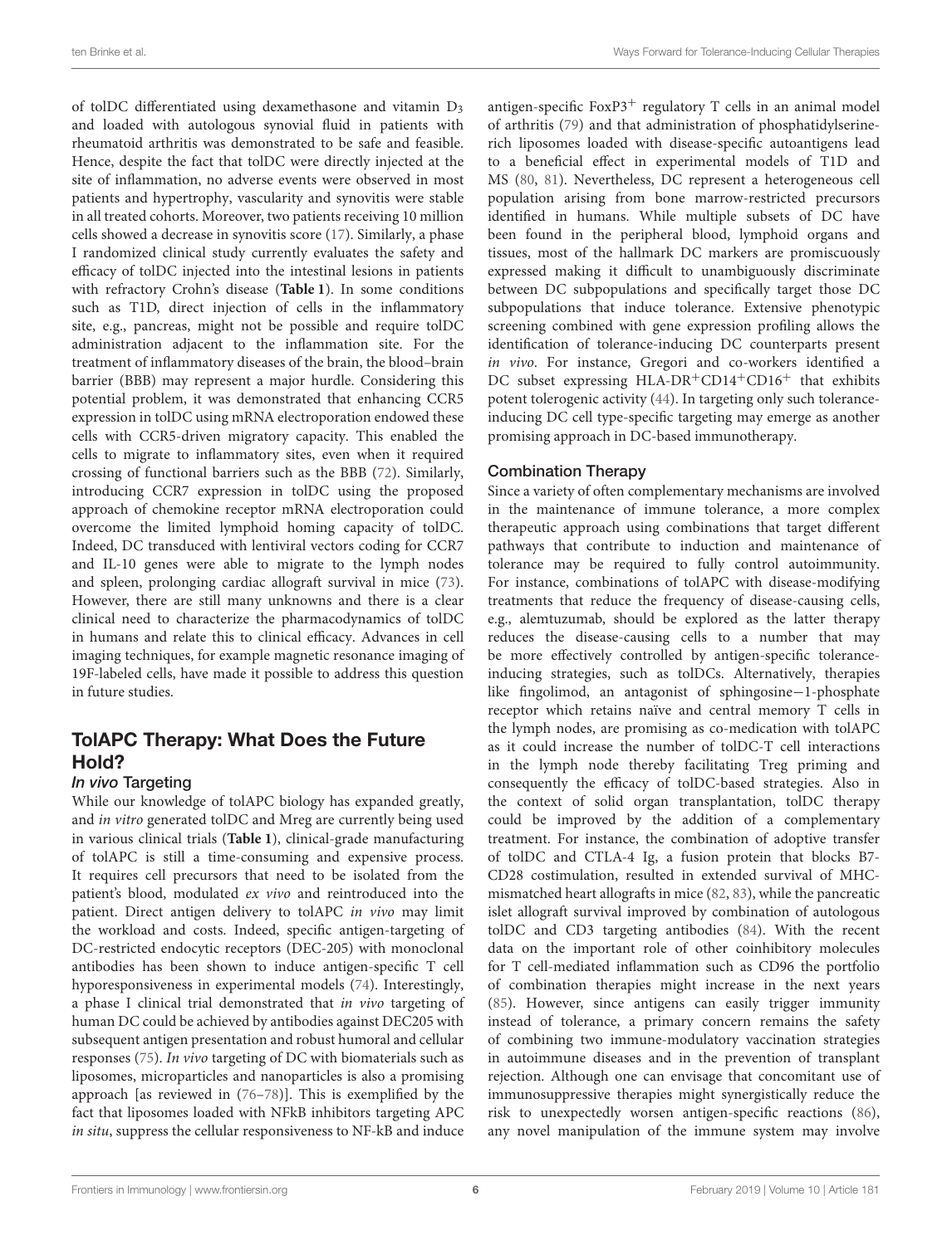of tolDC differentiated using dexamethasone and vitamin $D_3$ and loaded with autologous synovial fluid in patients with rheumatoid arthritis was demonstrated to be safe and feasible. Hence, despite the fact that tolDC were directly injected at the site of inflammation, no adverse events were observed in most patients and hypertrophy, vascularity and synovitis were stable in all treated cohorts. Moreover, two patients receiving 10 million cells showed a decrease in synovitis score (17). Similarly, a phase I randomized clinical study currently evaluates the safety and efficacy of tolDC injected into the intestinal lesions in patients with refractory Crohn's disease (**Table 1**). In some conditions such as T1D, direct injection of cells in the inflammatory site, e.g., pancreas, might not be possible and require tolDC administration adjacent to the inflammation site. For the treatment of inflammatory diseases of the brain, the blood–brain barrier (BBB) may represent a major hurdle. Considering this potential problem, it was demonstrated that enhancing CCR5 expression in tolDC using mRNA electroporation endowed these cells with CCR5-driven migratory capacity. This enabled the cells to migrate to inflammatory sites, even when it required crossing of functional barriers such as the BBB (72). Similarly, introducing CCR7 expression in tolDC using the proposed approach of chemokine receptor mRNA electroporation could overcome the limited lymphoid homing capacity of tolDC. Indeed, DC transduced with lentiviral vectors coding for CCR7 and IL-10 genes were able to migrate to the lymph nodes and spleen, prolonging cardiac allograft survival in mice (73). However, there are still many unknowns and there is a clear clinical need to characterize the pharmacodynamics of tolDC in humans and relate this to clinical efficacy. Advances in cell imaging techniques, for example magnetic resonance imaging of 19F-labeled cells, have made it possible to address this question in future studies.

## TolAPC Therapy: What Does the Future Hold?

### *In vivo* Targeting

While our knowledge of tolAPC biology has expanded greatly, and *in vitro* generated tolDC and Mreg are currently being used in various clinical trials (**Table 1**), clinical-grade manufacturing of tolAPC is still a time-consuming and expensive process. It requires cell precursors that need to be isolated from the patient's blood, modulated *ex vivo* and reintroduced into the patient. Direct antigen delivery to tolAPC *in vivo* may limit the workload and costs. Indeed, specific antigen-targeting of DC-restricted endocytic receptors (DEC-205) with monoclonal antibodies has been shown to induce antigen-specific T cell hyporesponsiveness in experimental models (74). Interestingly, a phase I clinical trial demonstrated that *in vivo* targeting of human DC could be achieved by antibodies against DEC205 with subsequent antigen presentation and robust humoral and cellular responses (75). *In vivo* targeting of DC with biomaterials such as liposomes, microparticles and nanoparticles is also a promising approach [as reviewed in (76–78)]. This is exemplified by the fact that liposomes loaded with NFkB inhibitors targeting APC *in situ*, suppress the cellular responsiveness to NF-kB and induce antigen-specific $FoxP3^+$ regulatory T cells in an animal model of arthritis (79) and that administration of phosphatidylserine-rich liposomes loaded with disease-specific autoantigens lead to a beneficial effect in experimental models of T1D and MS (80, 81). Nevertheless, DC represent a heterogeneous cell population arising from bone marrow-restricted precursors identified in humans. While multiple subsets of DC have been found in the peripheral blood, lymphoid organs and tissues, most of the hallmark DC markers are promiscuously expressed making it difficult to unambiguously discriminate between DC subpopulations and specifically target those DC subpopulations that induce tolerance. Extensive phenotypic screening combined with gene expression profiling allows the identification of tolerance-inducing DC counterparts present *in vivo*. For instance, Gregori and co-workers identified a DC subset expressing $HLA\text{-}DR^+CD14^+CD16^+$ that exhibits potent tolerogenic activity (44). In targeting only such tolerance-inducing DC cell type-specific targeting may emerge as another promising approach in DC-based immunotherapy.

### Combination Therapy

Since a variety of often complementary mechanisms are involved in the maintenance of immune tolerance, a more complex therapeutic approach using combinations that target different pathways that contribute to induction and maintenance of tolerance may be required to fully control autoimmunity. For instance, combinations of tolAPC with disease-modifying treatments that reduce the frequency of disease-causing cells, e.g., alemtuzumab, should be explored as the latter therapy reduces the disease-causing cells to a number that may be more effectively controlled by antigen-specific tolerance-inducing strategies, such as tolDCs. Alternatively, therapies like fingolimod, an antagonist of sphingosine−1-phosphate receptor which retains naïve and central memory T cells in the lymph nodes, are promising as co-medication with tolAPC as it could increase the number of tolDC-T cell interactions in the lymph node thereby facilitating Treg priming and consequently the efficacy of tolDC-based strategies. Also in the context of solid organ transplantation, tolDC therapy could be improved by the addition of a complementary treatment. For instance, the combination of adoptive transfer of tolDC and CTLA-4 Ig, a fusion protein that blocks B7-CD28 costimulation, resulted in extended survival of MHC-mismatched heart allografts in mice (82, 83), while the pancreatic islet allograft survival improved by combination of autologous tolDC and CD3 targeting antibodies (84). With the recent data on the important role of other coinhibitory molecules for T cell-mediated inflammation such as CD96 the portfolio of combination therapies might increase in the next years (85). However, since antigens can easily trigger immunity instead of tolerance, a primary concern remains the safety of combining two immune-modulatory vaccination strategies in autoimmune diseases and in the prevention of transplant rejection. Although one can envisage that concomitant use of immunosuppressive therapies might synergistically reduce the risk to unexpectedly worsen antigen-specific reactions (86), any novel manipulation of the immune system may involve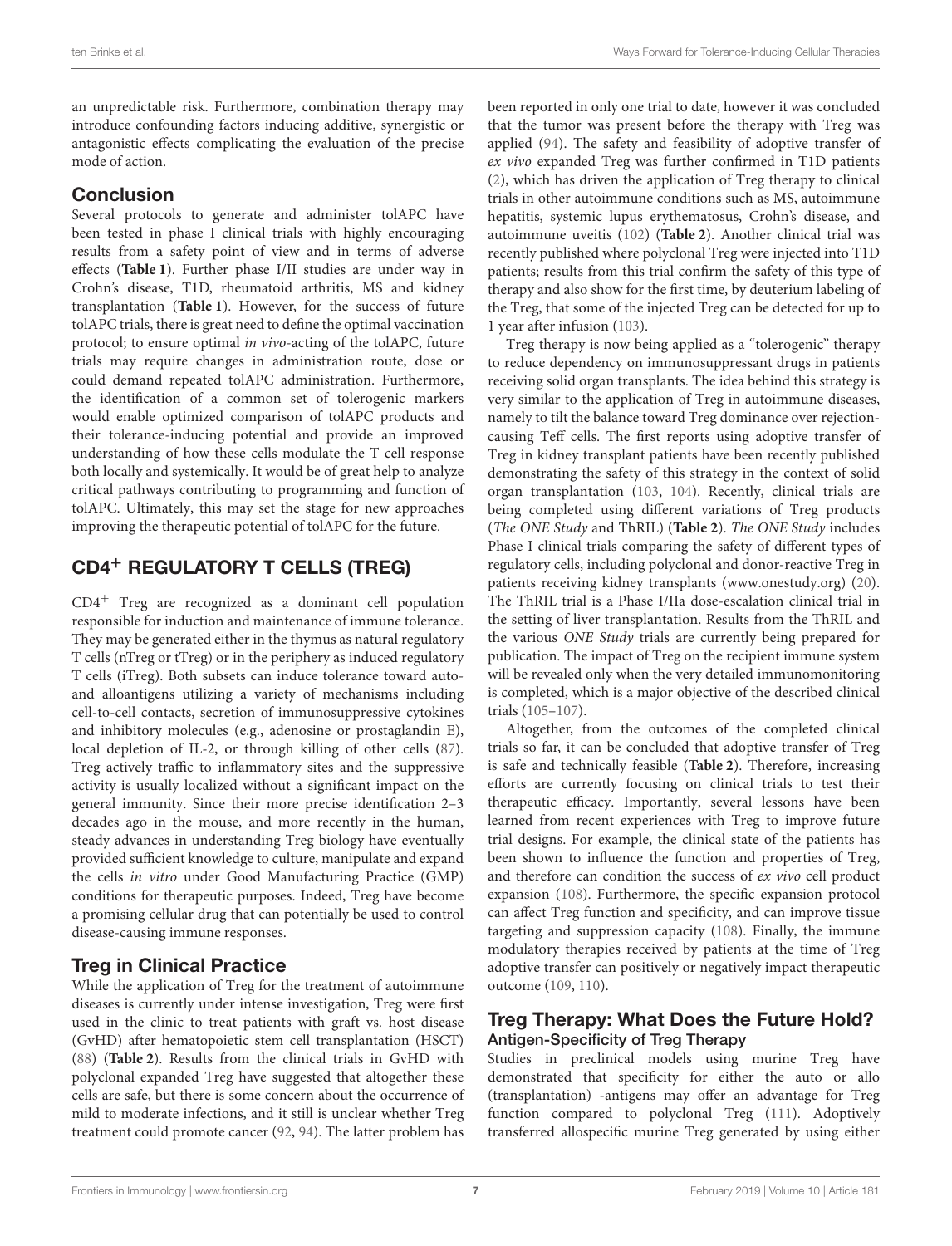an unpredictable risk. Furthermore, combination therapy may introduce confounding factors inducing additive, synergistic or antagonistic effects complicating the evaluation of the precise mode of action.

## Conclusion

Several protocols to generate and administer tolAPC have been tested in phase I clinical trials with highly encouraging results from a safety point of view and in terms of adverse effects (**Table 1**). Further phase I/II studies are under way in Crohn's disease, T1D, rheumatoid arthritis, MS and kidney transplantation (**Table 1**). However, for the success of future tolAPC trials, there is great need to define the optimal vaccination protocol; to ensure optimal *in vivo*-acting of the tolAPC, future trials may require changes in administration route, dose or could demand repeated tolAPC administration. Furthermore, the identification of a common set of tolerogenic markers would enable optimized comparison of tolAPC products and their tolerance-inducing potential and provide an improved understanding of how these cells modulate the T cell response both locally and systemically. It would be of great help to analyze critical pathways contributing to programming and function of tolAPC. Ultimately, this may set the stage for new approaches improving the therapeutic potential of tolAPC for the future.

# $CD4^+$ REGULATORY T CELLS (TREG)

$CD4^+$ Treg are recognized as a dominant cell population responsible for induction and maintenance of immune tolerance. They may be generated either in the thymus as natural regulatory T cells (nTreg or tTreg) or in the periphery as induced regulatory T cells (iTreg). Both subsets can induce tolerance toward auto- and alloantigens utilizing a variety of mechanisms including cell-to-cell contacts, secretion of immunosuppressive cytokines and inhibitory molecules (e.g., adenosine or prostaglandin E), local depletion of IL-2, or through killing of other cells (87). Treg actively traffic to inflammatory sites and the suppressive activity is usually localized without a significant impact on the general immunity. Since their more precise identification 2–3 decades ago in the mouse, and more recently in the human, steady advances in understanding Treg biology have eventually provided sufficient knowledge to culture, manipulate and expand the cells *in vitro* under Good Manufacturing Practice (GMP) conditions for therapeutic purposes. Indeed, Treg have become a promising cellular drug that can potentially be used to control disease-causing immune responses.

## Treg in Clinical Practice

While the application of Treg for the treatment of autoimmune diseases is currently under intense investigation, Treg were first used in the clinic to treat patients with graft vs. host disease (GvHD) after hematopoietic stem cell transplantation (HSCT) (88) (**Table 2**). Results from the clinical trials in GvHD with polyclonal expanded Treg have suggested that altogether these cells are safe, but there is some concern about the occurrence of mild to moderate infections, and it still is unclear whether Treg treatment could promote cancer (92, 94). The latter problem has been reported in only one trial to date, however it was concluded that the tumor was present before the therapy with Treg was applied (94). The safety and feasibility of adoptive transfer of *ex vivo* expanded Treg was further confirmed in T1D patients (2), which has driven the application of Treg therapy to clinical trials in other autoimmune conditions such as MS, autoimmune hepatitis, systemic lupus erythematosus, Crohn's disease, and autoimmune uveitis (102) (**Table 2**). Another clinical trial was recently published where polyclonal Treg were injected into T1D patients; results from this trial confirm the safety of this type of therapy and also show for the first time, by deuterium labeling of the Treg, that some of the injected Treg can be detected for up to 1 year after infusion (103).

Treg therapy is now being applied as a "tolerogenic" therapy to reduce dependency on immunosuppressant drugs in patients receiving solid organ transplants. The idea behind this strategy is very similar to the application of Treg in autoimmune diseases, namely to tilt the balance toward Treg dominance over rejection-causing Teff cells. The first reports using adoptive transfer of Treg in kidney transplant patients have been recently published demonstrating the safety of this strategy in the context of solid organ transplantation (103, 104). Recently, clinical trials are being completed using different variations of Treg products (*The ONE Study* and ThRIL) (**Table 2**). *The ONE Study* includes Phase I clinical trials comparing the safety of different types of regulatory cells, including polyclonal and donor-reactive Treg in patients receiving kidney transplants (www.onestudy.org) (20). The ThRIL trial is a Phase I/IIa dose-escalation clinical trial in the setting of liver transplantation. Results from the ThRIL and the various *ONE Study* trials are currently being prepared for publication. The impact of Treg on the recipient immune system will be revealed only when the very detailed immunomonitoring is completed, which is a major objective of the described clinical trials (105–107).

Altogether, from the outcomes of the completed clinical trials so far, it can be concluded that adoptive transfer of Treg is safe and technically feasible (**Table 2**). Therefore, increasing efforts are currently focusing on clinical trials to test their therapeutic efficacy. Importantly, several lessons have been learned from recent experiences with Treg to improve future trial designs. For example, the clinical state of the patients has been shown to influence the function and properties of Treg, and therefore can condition the success of *ex vivo* cell product expansion (108). Furthermore, the specific expansion protocol can affect Treg function and specificity, and can improve tissue targeting and suppression capacity (108). Finally, the immune modulatory therapies received by patients at the time of Treg adoptive transfer can positively or negatively impact therapeutic outcome (109, 110).

## Treg Therapy: What Does the Future Hold?

### Antigen-Specificity of Treg Therapy

Studies in preclinical models using murine Treg have demonstrated that specificity for either the auto or allo (transplantation) -antigens may offer an advantage for Treg function compared to polyclonal Treg (111). Adoptively transferred allospecific murine Treg generated by using either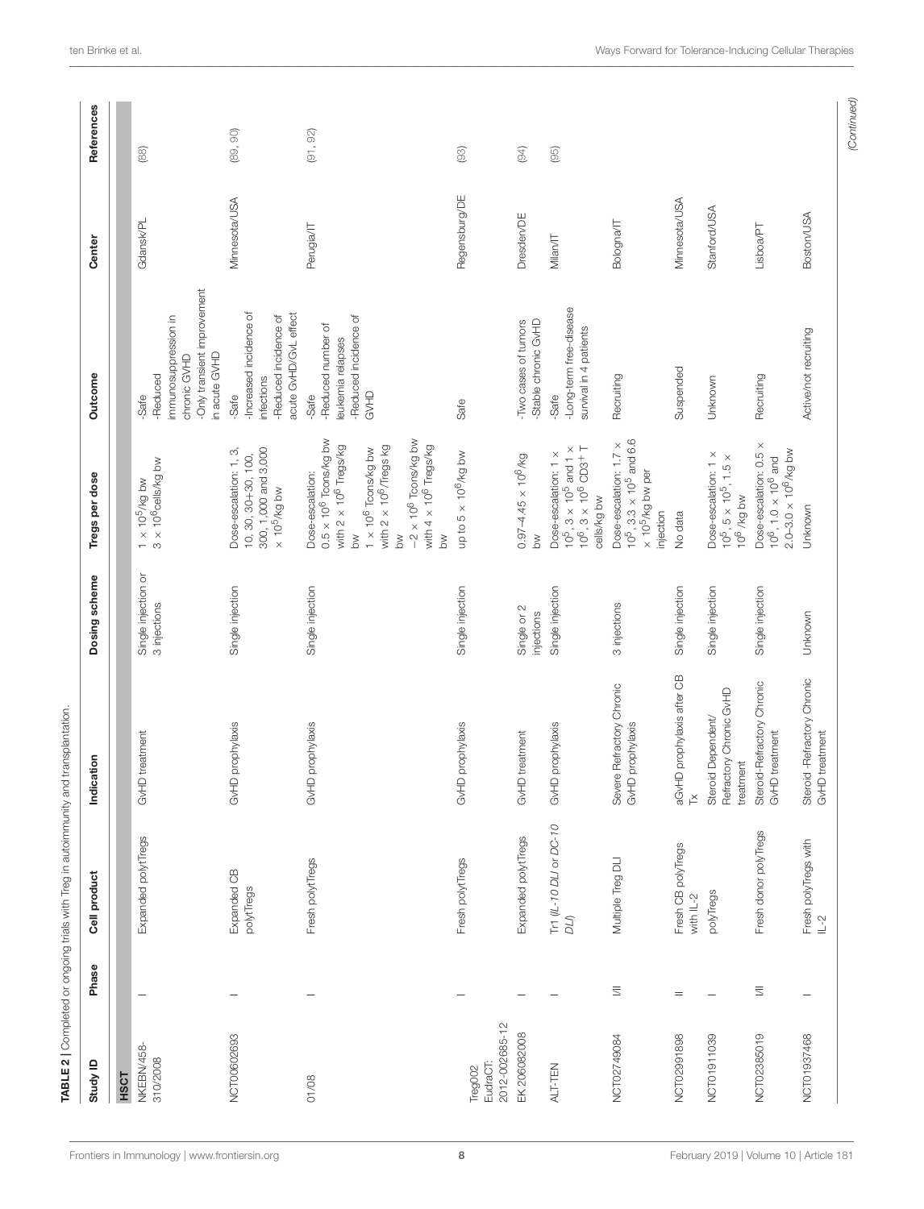**TABLE 2** | Completed or ongoing trials with Treg in autoimmunity and transplantation.

| Study ID | Phase | Cell product | Indication | Dosing scheme | Tregs per dose | Outcome | Center | References |
|---|---|---|---|---|---|---|---|---|
| **HSCT** | | | | | | | | |
| NKEBN/458-310/2008 | I | Expanded polytTregs | GvHD treatment | Single injection or 3 injections | $1 \times 10^5$/kg bw<br>$3 \times 10^6$cells/kg bw | -Safe<br>-Reduced immunosuppression in chronic GVHD<br>-Only transient improvement in acute GVHD | Gdansk/PL | (88) |
| NCT00602693 | I | Expanded CB polytTregs | GvHD prophylaxis | Single injection | Dose-escalation: 1, 3, 10, 30, 30+30, 100, 300, 1,000 and 3,000 $\times 10^5$/kg bw | -Safe<br>-Increased incidence of infections<br>-Reduced incidence of acute GvHD/GvL effect | Minnesota/USA | (89, 90) |
| 01/08 | I | Fresh polytTregs | GvHD prophylaxis | Single injection | Dose-escalation:<br>$0.5 \times 10^6$ Tcons/kg bw with $2 \times 10^6$ Tregs/kg bw<br>$1 \times 10^6$ Tcons/kg bw with $2 \times 10^6$/Tregs kg bw<br>$\sim 2 \times 10^6$ Tcons/kg bw with $4 \times 10^6$ Tregs/kg bw | -Safe<br>-Reduced number of leukemia relapses<br>-Reduced incidence of GVHD | Perugia/IT | (91, 92) |
| Treg002 EudraCT: 2012-002685-12 | I | Fresh polytTregs | GvHD prophylaxis | Single injection | up to $5 \times 10^6$/kg bw | Safe | Regensburg/DE | (93) |
| EK 206082008 | I | Expanded polytTregs | GvHD treatment | Single or 2 injections | 0.97–$4.45 \times 10^6$/kg bw | -Two cases of tumors<br>-Stable chronic GvHD | Dresden/DE | (94) |
| ALT-TEN | I | Tr1 (*IL-10 DLI or DC-10 DLI*) | GvHD prophylaxis | Single injection | Dose-escalation: $1 \times 10^5$, $3 \times 10^5$ and $1 \times 10^6$, $3 \times 10^6$ $CD3^+$ T cells/kg bw | -Safe<br>-Long-term free-disease survival in 4 patients | Milan/IT | (95) |
| NCT02749084 | I/II | Multiple Treg DLI | Severe Refractory Chronic GvHD prophylaxis | 3 injections | Dose-escalation: $1.7 \times 10^5$, $3.3 \times 10^5$ and 6.6 $\times 10^5$/kg bw per injection | Recruiting | Bologna/IT | |
| NCT02991898 | II | Fresh CB polyTregs with IL-2 | aGvHD prophylaxis after CB Tx | Single injection | No data | Suspended | Minnesota/USA | |
| NCT01911039 | I | polyTregs | Steroid Dependent/ Refractory Chronic GvHD treatment | Single injection | Dose-escalation: $1 \times 10^5$, $5 \times 10^5$, $1.5 \times 10^6$ /kg bw | Unknown | Stanford/USA | |
| NCT02385019 | I/II | Fresh donor polyTregs | Steroid-Refractory Chronic GvHD treatment | Single injection | Dose-escalation: $0.5 \times 10^6$, $1.0 \times 10^6$ and 2.0–$3.0 \times 10^6$/kg bw | Recruiting | Lisboa/PT | |
| NCT01937468 | I | Fresh polyTregs with IL-2 | Steroid -Refractory Chronic GvHD treatment | Unknown | Unknown | Active/not recruiting | Boston/USA | |

*(Continued)*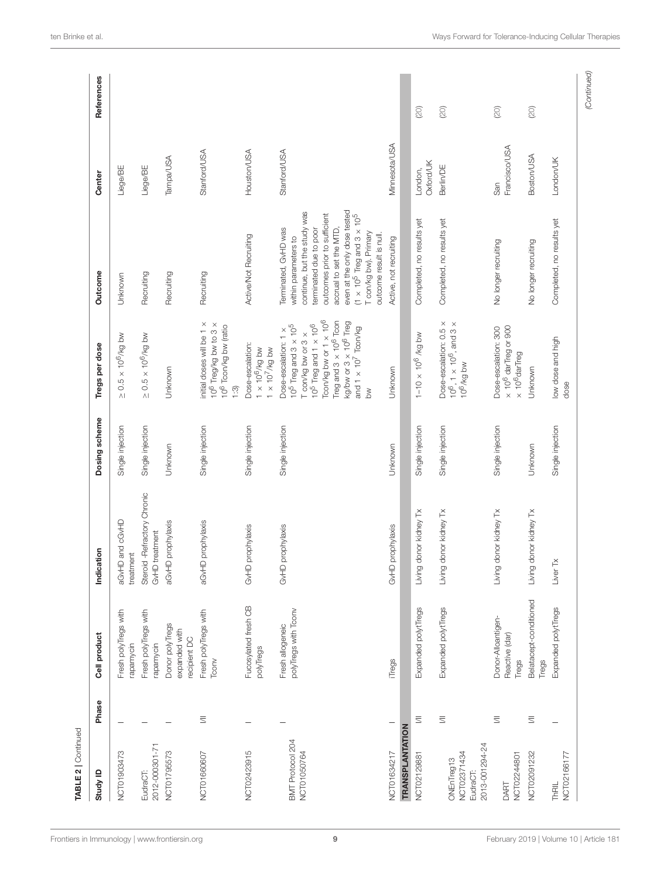**TABLE 2** | Continued

| Study ID | Phase | Cell product | Indication | Dosing scheme | Tregs per dose | Outcome | Center | References |
|---|---|---|---|---|---|---|---|---|
| NCT01903473 | I | Fresh polyTregs with rapamycin | aGvHD and cGvHD treatment | Single injection | $\geq 0.5 \times 10^6$/kg bw | Unknown | Liege/BE | |
| EudraCT: 2012-000301-71 | I | Fresh polyTregs with rapamycin | Steroid -Refractory Chronic GvHD treatment | Single injection | $\geq 0.5 \times 10^6$/kg bw | Recruiting | Liege/BE | |
| NCT01795573 | I | Donor polyTregs expanded with recipient DC | aGvHD prophylaxis | Unknown | Unknown | Recruiting | Tampa/USA | |
| NCT01660607 | I/II | Fresh polyTregs with Tconv | aGvHD prophylaxis | Single injection | initial doses will be $1 \times 10^6$ Treg/kg bw to $3 \times 10^6$ Tcon/kg bw (ratio 1:3) | Recruiting | Stanford/USA | |
| NCT02423915 | I | Fucosylated fresh CB polyTregs | GvHD prophylaxis | Single injection | Dose-escalation: $1 \times 10^6$/kg bw $1 \times 10^7$/kg bw | Active/Not Recruiting | Houston/USA | |
| BMT Protocol 204 NCT01050764 | I | Fresh allogeneic polyTregs with Tconv | GvHD prophylaxis | Single injection | Dose-escalation: $1 \times 10^5$ Treg and $3 \times 10^5$ T con/kg bw or $3 \times 10^5$ Treg and $1 \times 10^6$ Tcon/kg bw or $1 \times 10^6$ Treg and $3 \times 10^6$ Tcon kg/bw or $3 \times 10^6$ Treg and $1 \times 10^7$ Tcon/kg bw | Terminated, GvHD was within parameters to continue, but the study was terminated due to poor outcomes prior to sufficient accrual to set the MTD, even at the only dose tested ($1 \times 10^5$ Treg and $3 \times 10^5$ T con/kg bw). Primary outcome result is null. | Stanford/USA | |
| NCT01634217 | I | iTregs | GvHD prophylaxis | Unknown | Unknown | Active, not recruiting | Minnesota/USA | |
| **TRANSPLANTATION** | | | | | | | | |
| NCT02129881 | I/II | Expanded polytTregs | Living donor kidney Tx | Single injection | $1–10 \times 10^6$ /kg bw | Completed, no results yet | London, Oxford/UK | (20) |
| ONEnTreg13 NCT02371434 EudraCT: 2013-001294-24 | I/II | Expanded polytTregs | Living donor kidney Tx | Single injection | Dose-escalation: $0.5 \times 10^6$, $1 \times 10^6$, and $3 \times 10^6$/kg bw | Completed, no results yet | Berlin/DE | (20) |
| DART NCT02244801 | I/II | Donor-Alloantigen-Reactive (dar) Tregs | Living donor kidney Tx | Single injection | Dose-escalation: $300 \times 10^6$ darTreg or $900 \times 10^6$darTreg | No longer recruiting | San Francisco/USA | (20) |
| NCT02091232 | I/II | Belatacept-conditioned Tregs | Living donor kidney Tx | Unknown | Unknown | No longer recruiting | Boston/USA | (20) |
| ThRIL NCT02166177 | I | Expanded polytTregs | Liver Tx | Single injection | low dose and high dose | Completed, no results yet | London/UK | |

*(Continued)*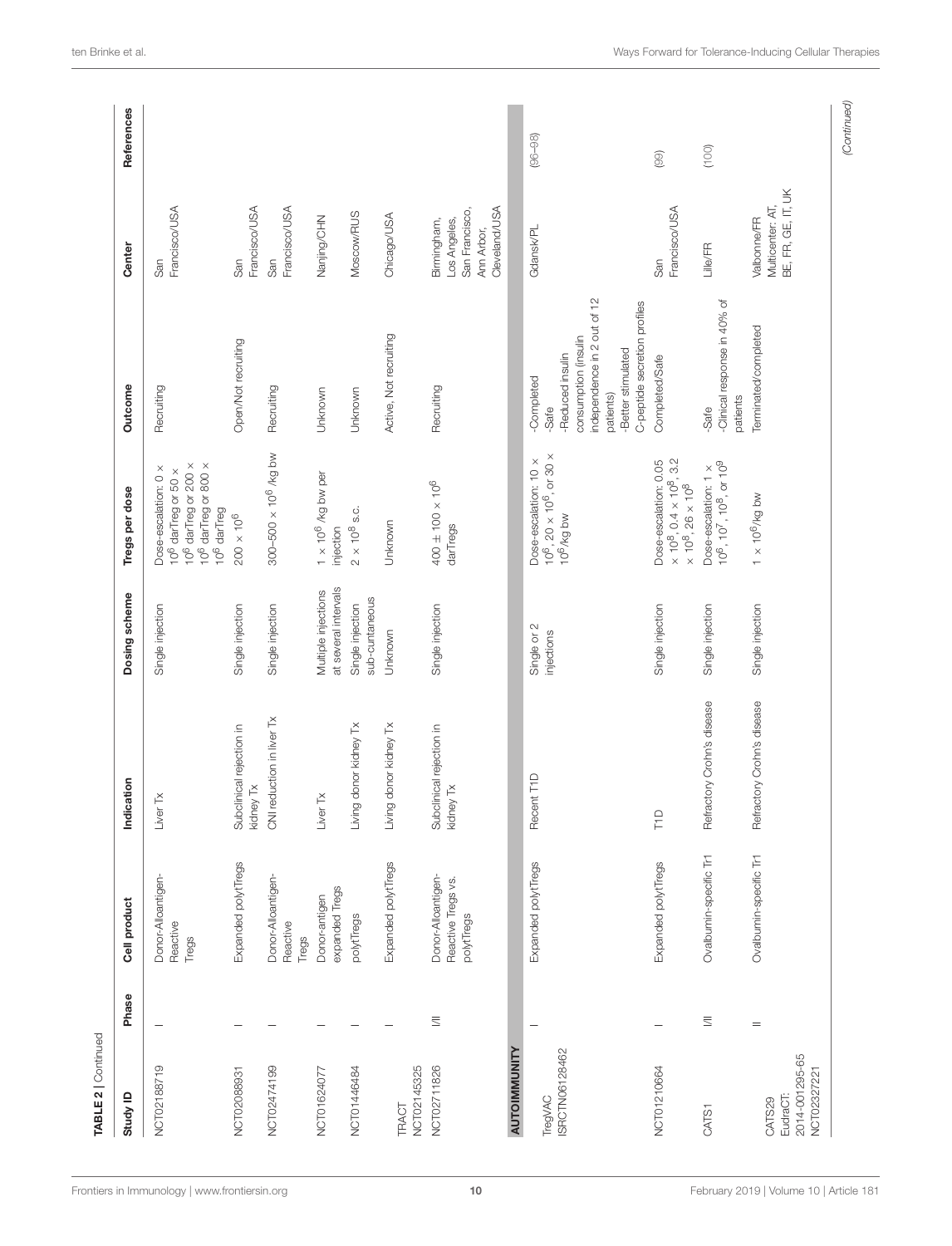**TABLE 2 | Continued**

| Study ID | Phase | Cell product | Indication | Dosing scheme | Tregs per dose | Outcome | Center | References |
|---|---|---|---|---|---|---|---|---|
| NCT02188719 | I | Donor-Alloantigen-Reactive Tregs | Liver Tx | Single injection | Dose-escalation: 0 × $10^6$ darTreg or 50 × $10^6$ darTreg or 200 × $10^6$ darTreg or 800 × $10^6$ darTreg | Recruiting | San Francisco/USA | |
| NCT02088931 | I | Expanded polytTregs | Subclinical rejection in kidney Tx | Single injection | 200 × $10^6$ | Open/Not recruiting | San Francisco/USA | |
| NCT02474199 | I | Donor-Alloantigen-Reactive Tregs | CNI reduction in liver Tx | Single injection | 300–500 × $10^6$ /kg bw | Recruiting | San Francisco/USA | |
| NCT01624077 | I | Donor-antigen expanded Tregs | Liver Tx | Multiple injections at several intervals | 1 × $10^6$ /kg bw per injection | Unknown | Nanjing/CHN | |
| NCT01446484 | I | polytTregs | Living donor kidney Tx | Single injection sub-cuntaneous | 2 × $10^8$ s.c. | Unknown | Moscow/RUS | |
| TRACT NCT02145325 | I | Expanded polytTregs | Living donor kidney Tx | Unknown | Unknown | Active, Not recruiting | Chicago/USA | |
| NCT02711826 | I/II | Donor-Alloantigen-Reactive Tregs vs. polytTregs | Subclinical rejection in kidney Tx | Single injection | 400 ± 100 × $10^6$ darTregs | Recruiting | Birmingham, Los Angeles, San Francisco, Ann Arbor, Cleveland/USA | |
| **AUTOIMMUNITY** | | | | | | | | |
| TregVAC ISRCTN06128462 | I | Expanded polytTregs | Recent T1D | Single or 2 injections | Dose-escalation: 10 × $10^6$, 20 × $10^6$, or 30 × $10^6$/kg bw | -Completed<br>-Safe<br>-Reduced insulin consumption (insulin independence in 2 out of 12 patients)<br>-Better stimulated C-peptide secretion profiles | Gdansk/PL | (96–98) |
| NCT01210664 | I | Expanded polytTregs | T1D | Single injection | Dose-escalation: 0.05 × $10^8$, 0.4 × $10^8$, 3.2 × $10^8$, 26 × $10^8$ | Completed/Safe | San Francisco/USA | (99) |
| CATS1 | I/II | Ovalbumin-specific Tr1 | Refractory Crohn's disease | Single injection | Dose-escalation: 1 × $10^6$, $10^7$, $10^8$, or $10^9$ | -Safe<br>-Clinical response in 40% of patients | Lille/FR | (100) |
| CATS29 EudraCT: 2014-001295-65 NCT02327221 | II | Ovalbumin-specific Tr1 | Refractory Crohn's disease | Single injection | 1 × $10^6$/kg bw | Terminated/completed | Valbonne/FR Multicenter: AT, BE, FR, GE, IT, UK | |

*(Continued)*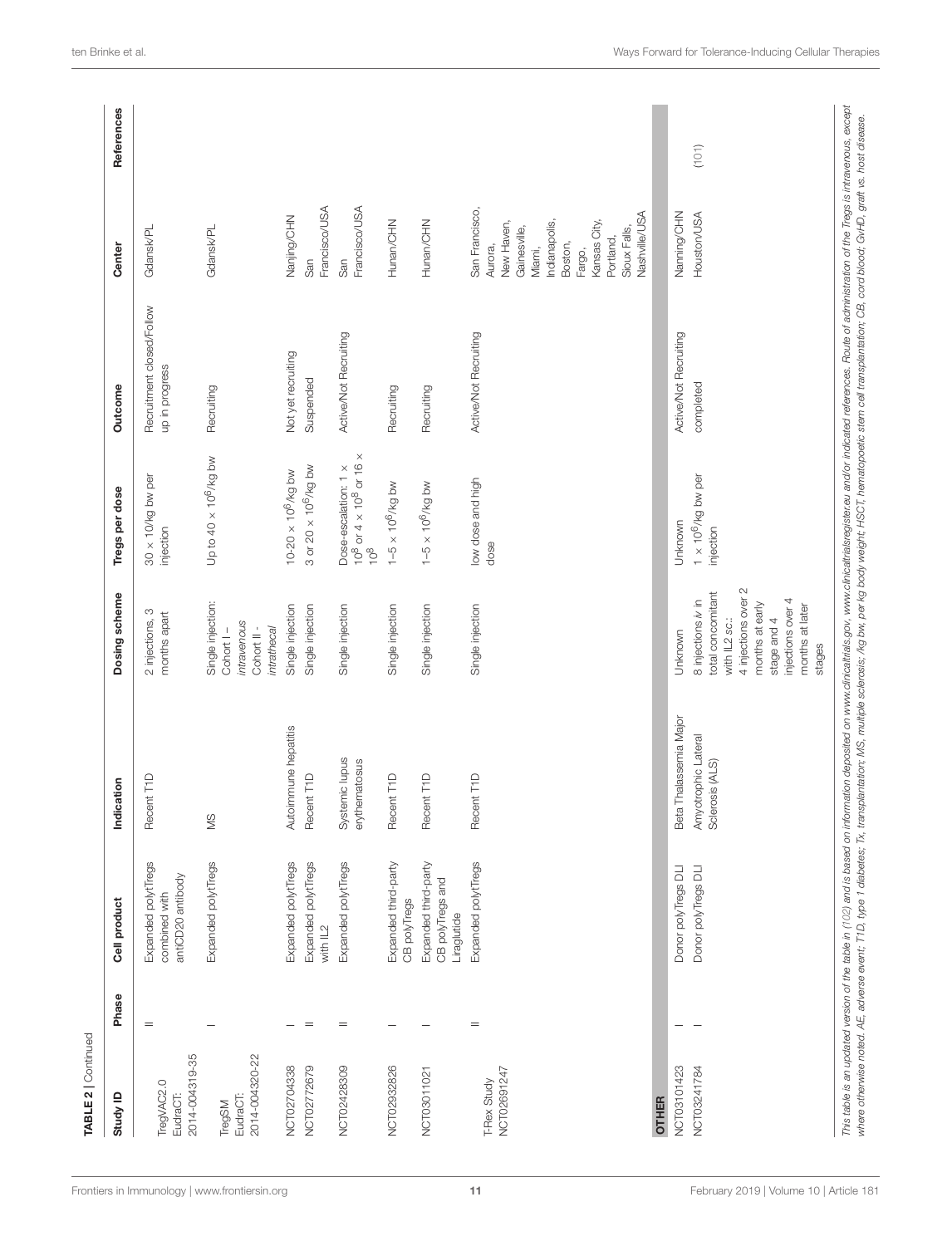**TABLE 2** | Continued

| Study ID | Phase | Cell product | Indication | Dosing scheme | Tregs per dose | Outcome | Center | References |
|---|---|---|---|---|---|---|---|---|
| TregVAC2.0 EudraCT: 2014-004319-35 | II | Expanded polytTregs combined with antiCD20 antibody | Recent T1D | 2 injections, 3 months apart | 30 × 10/kg bw per injection | Recruitment closed/Follow up in progress | Gdansk/PL | |
| TregSM EudraCT: 2014-004320-22 | I | Expanded polytTregs | MS | Single injection: Cohort I – *intravenous* Cohort II - *intrathecal* | Up to 40 × $10^6$/kg bw | Recruiting | Gdansk/PL | |
| NCT02704338 | I | Expanded polytTregs | Autoimmune hepatitis | Single injection | 10-20 × $10^6$/kg bw | Not yet recruiting | Nanjing/CHN | |
| NCT02772679 | II | Expanded polytTregs with IL2 | Recent T1D | Single injection | 3 or 20 × $10^6$/kg bw | Suspended | San Francisco/USA | |
| NCT02428309 | II | Expanded polytTregs | Systemic lupus erythematosus | Single injection | Dose-escalation: 1 × $10^8$ or 4 × $10^8$ or 16 × $10^8$ | Active/Not Recruiting | San Francisco/USA | |
| NCT02932826 | I | Expanded third-party CB polyTregs | Recent T1D | Single injection | 1–5 × $10^6$/kg bw | Recruiting | Hunan/CHN | |
| NCT03011021 | I | Expanded third-party CB polyTregs and Liraglutide | Recent T1D | Single injection | 1–5 × $10^6$/kg bw | Recruiting | Hunan/CHN | |
| T-Rex Study NCT02691247 | II | Expanded polytTregs | Recent T1D | Single injection | low dose and high dose | Active/Not Recruiting | San Francisco, Aurora, New Haven, Gainesville, Miami, Indianapolis, Boston, Fargo, Kansas City, Portland, Sioux Falls, Nashville/USA | |
| **OTHER** | | | | | | | | |
| NCT03101423 | I | Donor polyTregs DLI | Beta Thalassemia Major | Unknown | Unknown | Active/Not Recruiting | Nanning/CHN | |
| NCT03241784 | I | Donor polyTregs DLI | Amyotrophic Lateral Sclerosis (ALS) | 8 injections *iv* in total concomitant with IL2 *sc.*: 4 injections over 2 months at early stage and 4 injections over 4 months at later stages | 1 × $10^6$/kg bw per injection | completed | Houston/USA | (101) |

*This table is an updated version of the table in (102) and is based on information deposited on www.clinicaltrials.gov, www.clinicaltrialsregister.eu and/or indicated references. Route of administration of the Tregs is intravenous, except where otherwise noted. AE, adverse event; T1D, type 1 diabetes; Tx, transplantation; MS, multiple sclerosis; /kg bw, per kg body weight; HSCT, hematopoietic stem cell transplantation; CB, cord blood; GvHD, graft vs. host disease.*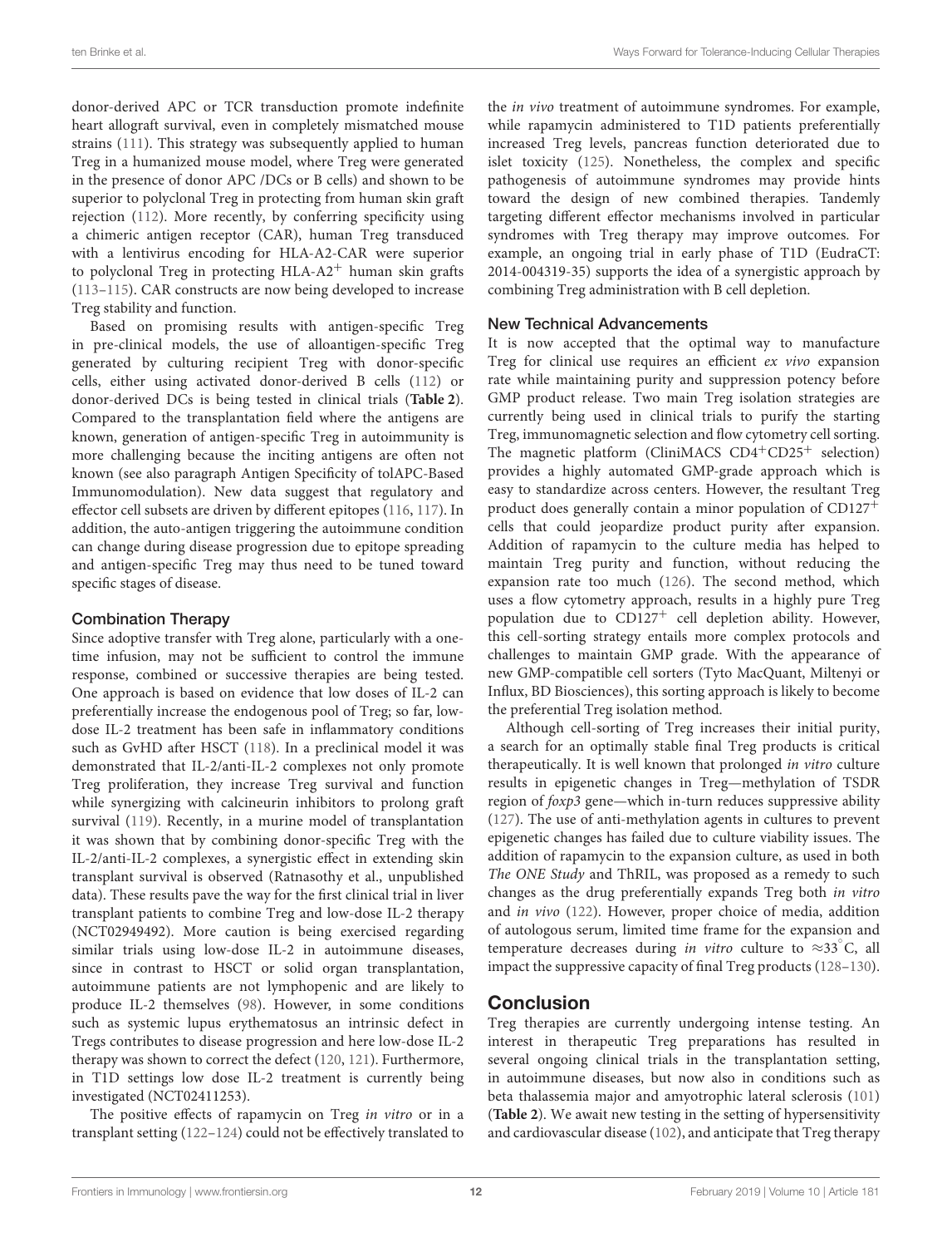donor-derived APC or TCR transduction promote indefinite heart allograft survival, even in completely mismatched mouse strains (111). This strategy was subsequently applied to human Treg in a humanized mouse model, where Treg were generated in the presence of donor APC /DCs or B cells) and shown to be superior to polyclonal Treg in protecting from human skin graft rejection (112). More recently, by conferring specificity using a chimeric antigen receptor (CAR), human Treg transduced with a lentivirus encoding for HLA-A2-CAR were superior to polyclonal Treg in protecting HLA-A2$^+$ human skin grafts (113–115). CAR constructs are now being developed to increase Treg stability and function.

Based on promising results with antigen-specific Treg in pre-clinical models, the use of alloantigen-specific Treg generated by culturing recipient Treg with donor-specific cells, either using activated donor-derived B cells (112) or donor-derived DCs is being tested in clinical trials (**Table 2**). Compared to the transplantation field where the antigens are known, generation of antigen-specific Treg in autoimmunity is more challenging because the inciting antigens are often not known (see also paragraph Antigen Specificity of tolAPC-Based Immunomodulation). New data suggest that regulatory and effector cell subsets are driven by different epitopes (116, 117). In addition, the auto-antigen triggering the autoimmune condition can change during disease progression due to epitope spreading and antigen-specific Treg may thus need to be tuned toward specific stages of disease.

### Combination Therapy

Since adoptive transfer with Treg alone, particularly with a one-time infusion, may not be sufficient to control the immune response, combined or successive therapies are being tested. One approach is based on evidence that low doses of IL-2 can preferentially increase the endogenous pool of Treg; so far, low-dose IL-2 treatment has been safe in inflammatory conditions such as GvHD after HSCT (118). In a preclinical model it was demonstrated that IL-2/anti-IL-2 complexes not only promote Treg proliferation, they increase Treg survival and function while synergizing with calcineurin inhibitors to prolong graft survival (119). Recently, in a murine model of transplantation it was shown that by combining donor-specific Treg with the IL-2/anti-IL-2 complexes, a synergistic effect in extending skin transplant survival is observed (Ratnasothy et al., unpublished data). These results pave the way for the first clinical trial in liver transplant patients to combine Treg and low-dose IL-2 therapy (NCT02949492). More caution is being exercised regarding similar trials using low-dose IL-2 in autoimmune diseases, since in contrast to HSCT or solid organ transplantation, autoimmune patients are not lymphopenic and are likely to produce IL-2 themselves (98). However, in some conditions such as systemic lupus erythematosus an intrinsic defect in Tregs contributes to disease progression and here low-dose IL-2 therapy was shown to correct the defect (120, 121). Furthermore, in T1D settings low dose IL-2 treatment is currently being investigated (NCT02411253).

The positive effects of rapamycin on Treg *in vitro* or in a transplant setting (122–124) could not be effectively translated to the *in vivo* treatment of autoimmune syndromes. For example, while rapamycin administered to T1D patients preferentially increased Treg levels, pancreas function deteriorated due to islet toxicity (125). Nonetheless, the complex and specific pathogenesis of autoimmune syndromes may provide hints toward the design of new combined therapies. Tandemly targeting different effector mechanisms involved in particular syndromes with Treg therapy may improve outcomes. For example, an ongoing trial in early phase of T1D (EudraCT: 2014-004319-35) supports the idea of a synergistic approach by combining Treg administration with B cell depletion.

### New Technical Advancements

It is now accepted that the optimal way to manufacture Treg for clinical use requires an efficient *ex vivo* expansion rate while maintaining purity and suppression potency before GMP product release. Two main Treg isolation strategies are currently being used in clinical trials to purify the starting Treg, immunomagnetic selection and flow cytometry cell sorting. The magnetic platform (CliniMACS CD4$^+$CD25$^+$ selection) provides a highly automated GMP-grade approach which is easy to standardize across centers. However, the resultant Treg product does generally contain a minor population of CD127$^+$ cells that could jeopardize product purity after expansion. Addition of rapamycin to the culture media has helped to maintain Treg purity and function, without reducing the expansion rate too much (126). The second method, which uses a flow cytometry approach, results in a highly pure Treg population due to CD127$^+$ cell depletion ability. However, this cell-sorting strategy entails more complex protocols and challenges to maintain GMP grade. With the appearance of new GMP-compatible cell sorters (Tyto MacQuant, Miltenyi or Influx, BD Biosciences), this sorting approach is likely to become the preferential Treg isolation method.

Although cell-sorting of Treg increases their initial purity, a search for an optimally stable final Treg products is critical therapeutically. It is well known that prolonged *in vitro* culture results in epigenetic changes in Treg—methylation of TSDR region of *foxp3* gene—which in-turn reduces suppressive ability (127). The use of anti-methylation agents in cultures to prevent epigenetic changes has failed due to culture viability issues. The addition of rapamycin to the expansion culture, as used in both *The ONE Study* and ThRIL, was proposed as a remedy to such changes as the drug preferentially expands Treg both *in vitro* and *in vivo* (122). However, proper choice of media, addition of autologous serum, limited time frame for the expansion and temperature decreases during *in vitro* culture to $\approx$33$^{\circ}$C, all impact the suppressive capacity of final Treg products (128–130).

## Conclusion

Treg therapies are currently undergoing intense testing. An interest in therapeutic Treg preparations has resulted in several ongoing clinical trials in the transplantation setting, in autoimmune diseases, but now also in conditions such as beta thalassemia major and amyotrophic lateral sclerosis (101) (**Table 2**). We await new testing in the setting of hypersensitivity and cardiovascular disease (102), and anticipate that Treg therapy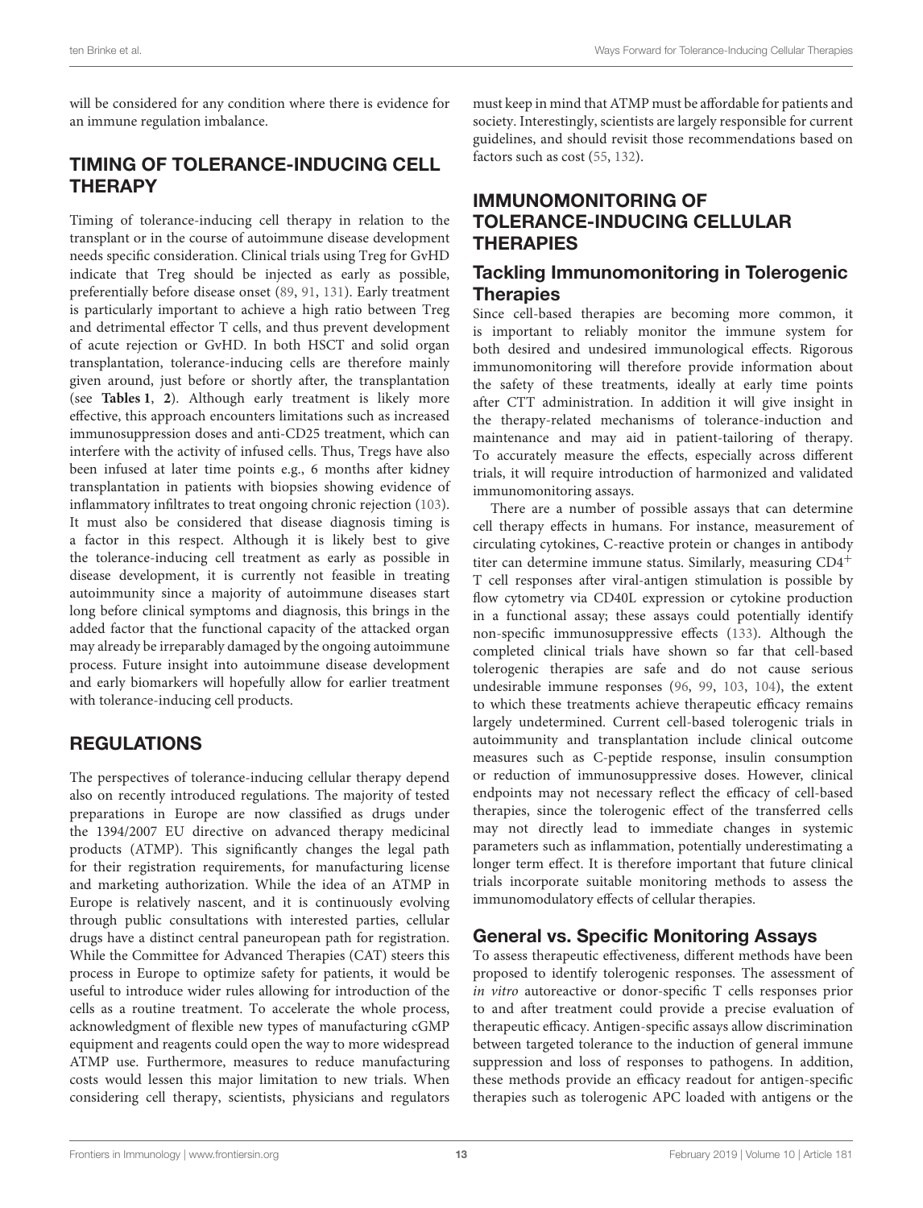will be considered for any condition where there is evidence for an immune regulation imbalance.

## TIMING OF TOLERANCE-INDUCING CELL THERAPY

Timing of tolerance-inducing cell therapy in relation to the transplant or in the course of autoimmune disease development needs specific consideration. Clinical trials using Treg for GvHD indicate that Treg should be injected as early as possible, preferentially before disease onset (89, 91, 131). Early treatment is particularly important to achieve a high ratio between Treg and detrimental effector T cells, and thus prevent development of acute rejection or GvHD. In both HSCT and solid organ transplantation, tolerance-inducing cells are therefore mainly given around, just before or shortly after, the transplantation (see **Tables 1**, **2**). Although early treatment is likely more effective, this approach encounters limitations such as increased immunosuppression doses and anti-CD25 treatment, which can interfere with the activity of infused cells. Thus, Tregs have also been infused at later time points e.g., 6 months after kidney transplantation in patients with biopsies showing evidence of inflammatory infiltrates to treat ongoing chronic rejection (103). It must also be considered that disease diagnosis timing is a factor in this respect. Although it is likely best to give the tolerance-inducing cell treatment as early as possible in disease development, it is currently not feasible in treating autoimmunity since a majority of autoimmune diseases start long before clinical symptoms and diagnosis, this brings in the added factor that the functional capacity of the attacked organ may already be irreparably damaged by the ongoing autoimmune process. Future insight into autoimmune disease development and early biomarkers will hopefully allow for earlier treatment with tolerance-inducing cell products.

## REGULATIONS

The perspectives of tolerance-inducing cellular therapy depend also on recently introduced regulations. The majority of tested preparations in Europe are now classified as drugs under the 1394/2007 EU directive on advanced therapy medicinal products (ATMP). This significantly changes the legal path for their registration requirements, for manufacturing license and marketing authorization. While the idea of an ATMP in Europe is relatively nascent, and it is continuously evolving through public consultations with interested parties, cellular drugs have a distinct central paneuropean path for registration. While the Committee for Advanced Therapies (CAT) steers this process in Europe to optimize safety for patients, it would be useful to introduce wider rules allowing for introduction of the cells as a routine treatment. To accelerate the whole process, acknowledgment of flexible new types of manufacturing cGMP equipment and reagents could open the way to more widespread ATMP use. Furthermore, measures to reduce manufacturing costs would lessen this major limitation to new trials. When considering cell therapy, scientists, physicians and regulators must keep in mind that ATMP must be affordable for patients and society. Interestingly, scientists are largely responsible for current guidelines, and should revisit those recommendations based on factors such as cost (55, 132).

## IMMUNOMONITORING OF TOLERANCE-INDUCING CELLULAR THERAPIES

### Tackling Immunomonitoring in Tolerogenic Therapies

Since cell-based therapies are becoming more common, it is important to reliably monitor the immune system for both desired and undesired immunological effects. Rigorous immunomonitoring will therefore provide information about the safety of these treatments, ideally at early time points after CTT administration. In addition it will give insight in the therapy-related mechanisms of tolerance-induction and maintenance and may aid in patient-tailoring of therapy. To accurately measure the effects, especially across different trials, it will require introduction of harmonized and validated immunomonitoring assays.

There are a number of possible assays that can determine cell therapy effects in humans. For instance, measurement of circulating cytokines, C-reactive protein or changes in antibody titer can determine immune status. Similarly, measuring $CD4^+$ T cell responses after viral-antigen stimulation is possible by flow cytometry via CD40L expression or cytokine production in a functional assay; these assays could potentially identify non-specific immunosuppressive effects (133). Although the completed clinical trials have shown so far that cell-based tolerogenic therapies are safe and do not cause serious undesirable immune responses (96, 99, 103, 104), the extent to which these treatments achieve therapeutic efficacy remains largely undetermined. Current cell-based tolerogenic trials in autoimmunity and transplantation include clinical outcome measures such as C-peptide response, insulin consumption or reduction of immunosuppressive doses. However, clinical endpoints may not necessary reflect the efficacy of cell-based therapies, since the tolerogenic effect of the transferred cells may not directly lead to immediate changes in systemic parameters such as inflammation, potentially underestimating a longer term effect. It is therefore important that future clinical trials incorporate suitable monitoring methods to assess the immunomodulatory effects of cellular therapies.

### General vs. Specific Monitoring Assays

To assess therapeutic effectiveness, different methods have been proposed to identify tolerogenic responses. The assessment of *in vitro* autoreactive or donor-specific T cells responses prior to and after treatment could provide a precise evaluation of therapeutic efficacy. Antigen-specific assays allow discrimination between targeted tolerance to the induction of general immune suppression and loss of responses to pathogens. In addition, these methods provide an efficacy readout for antigen-specific therapies such as tolerogenic APC loaded with antigens or the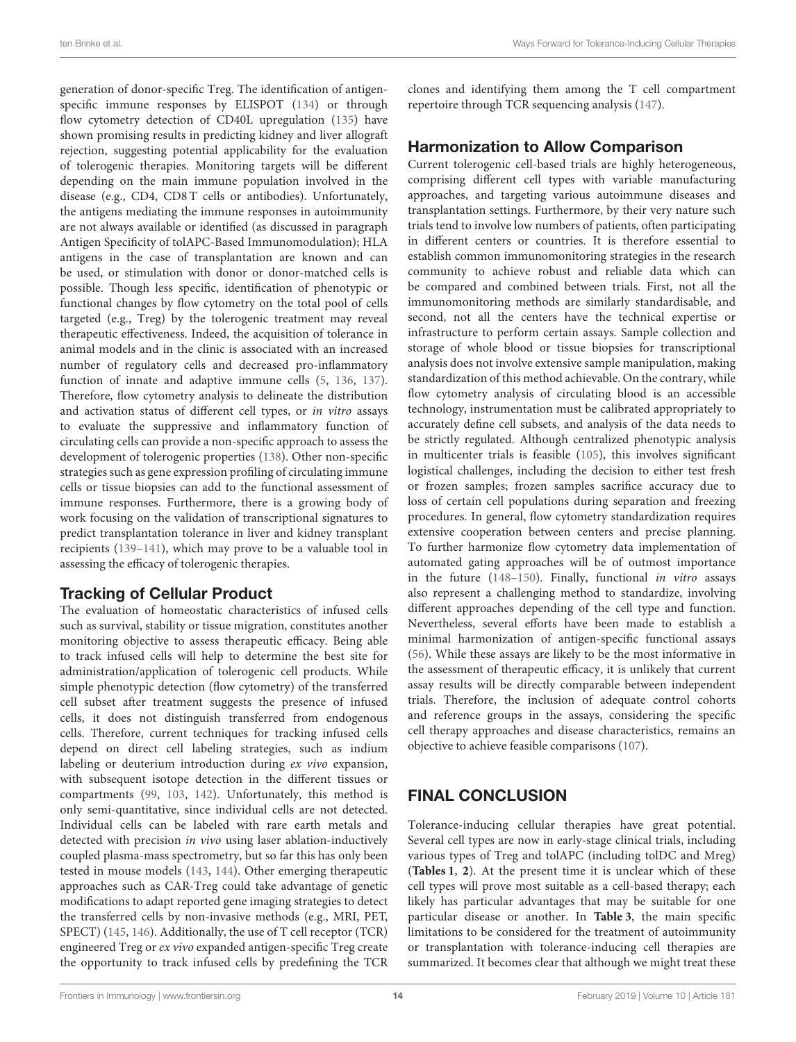generation of donor-specific Treg. The identification of antigen-specific immune responses by ELISPOT (134) or through flow cytometry detection of CD40L upregulation (135) have shown promising results in predicting kidney and liver allograft rejection, suggesting potential applicability for the evaluation of tolerogenic therapies. Monitoring targets will be different depending on the main immune population involved in the disease (e.g., CD4, CD8 T cells or antibodies). Unfortunately, the antigens mediating the immune responses in autoimmunity are not always available or identified (as discussed in paragraph Antigen Specificity of tolAPC-Based Immunomodulation); HLA antigens in the case of transplantation are known and can be used, or stimulation with donor or donor-matched cells is possible. Though less specific, identification of phenotypic or functional changes by flow cytometry on the total pool of cells targeted (e.g., Treg) by the tolerogenic treatment may reveal therapeutic effectiveness. Indeed, the acquisition of tolerance in animal models and in the clinic is associated with an increased number of regulatory cells and decreased pro-inflammatory function of innate and adaptive immune cells (5, 136, 137). Therefore, flow cytometry analysis to delineate the distribution and activation status of different cell types, or *in vitro* assays to evaluate the suppressive and inflammatory function of circulating cells can provide a non-specific approach to assess the development of tolerogenic properties (138). Other non-specific strategies such as gene expression profiling of circulating immune cells or tissue biopsies can add to the functional assessment of immune responses. Furthermore, there is a growing body of work focusing on the validation of transcriptional signatures to predict transplantation tolerance in liver and kidney transplant recipients (139–141), which may prove to be a valuable tool in assessing the efficacy of tolerogenic therapies.

## Tracking of Cellular Product

The evaluation of homeostatic characteristics of infused cells such as survival, stability or tissue migration, constitutes another monitoring objective to assess therapeutic efficacy. Being able to track infused cells will help to determine the best site for administration/application of tolerogenic cell products. While simple phenotypic detection (flow cytometry) of the transferred cell subset after treatment suggests the presence of infused cells, it does not distinguish transferred from endogenous cells. Therefore, current techniques for tracking infused cells depend on direct cell labeling strategies, such as indium labeling or deuterium introduction during *ex vivo* expansion, with subsequent isotope detection in the different tissues or compartments (99, 103, 142). Unfortunately, this method is only semi-quantitative, since individual cells are not detected. Individual cells can be labeled with rare earth metals and detected with precision *in vivo* using laser ablation-inductively coupled plasma-mass spectrometry, but so far this has only been tested in mouse models (143, 144). Other emerging therapeutic approaches such as CAR-Treg could take advantage of genetic modifications to adapt reported gene imaging strategies to detect the transferred cells by non-invasive methods (e.g., MRI, PET, SPECT) (145, 146). Additionally, the use of T cell receptor (TCR) engineered Treg or *ex vivo* expanded antigen-specific Treg create the opportunity to track infused cells by predefining the TCR clones and identifying them among the T cell compartment repertoire through TCR sequencing analysis (147).

## Harmonization to Allow Comparison

Current tolerogenic cell-based trials are highly heterogeneous, comprising different cell types with variable manufacturing approaches, and targeting various autoimmune diseases and transplantation settings. Furthermore, by their very nature such trials tend to involve low numbers of patients, often participating in different centers or countries. It is therefore essential to establish common immunomonitoring strategies in the research community to achieve robust and reliable data which can be compared and combined between trials. First, not all the immunomonitoring methods are similarly standardisable, and second, not all the centers have the technical expertise or infrastructure to perform certain assays. Sample collection and storage of whole blood or tissue biopsies for transcriptional analysis does not involve extensive sample manipulation, making standardization of this method achievable. On the contrary, while flow cytometry analysis of circulating blood is an accessible technology, instrumentation must be calibrated appropriately to accurately define cell subsets, and analysis of the data needs to be strictly regulated. Although centralized phenotypic analysis in multicenter trials is feasible (105), this involves significant logistical challenges, including the decision to either test fresh or frozen samples; frozen samples sacrifice accuracy due to loss of certain cell populations during separation and freezing procedures. In general, flow cytometry standardization requires extensive cooperation between centers and precise planning. To further harmonize flow cytometry data implementation of automated gating approaches will be of outmost importance in the future (148–150). Finally, functional *in vitro* assays also represent a challenging method to standardize, involving different approaches depending of the cell type and function. Nevertheless, several efforts have been made to establish a minimal harmonization of antigen-specific functional assays (56). While these assays are likely to be the most informative in the assessment of therapeutic efficacy, it is unlikely that current assay results will be directly comparable between independent trials. Therefore, the inclusion of adequate control cohorts and reference groups in the assays, considering the specific cell therapy approaches and disease characteristics, remains an objective to achieve feasible comparisons (107).

# FINAL CONCLUSION

Tolerance-inducing cellular therapies have great potential. Several cell types are now in early-stage clinical trials, including various types of Treg and tolAPC (including tolDC and Mreg) (**Tables 1**, **2**). At the present time it is unclear which of these cell types will prove most suitable as a cell-based therapy; each likely has particular advantages that may be suitable for one particular disease or another. In **Table 3**, the main specific limitations to be considered for the treatment of autoimmunity or transplantation with tolerance-inducing cell therapies are summarized. It becomes clear that although we might treat these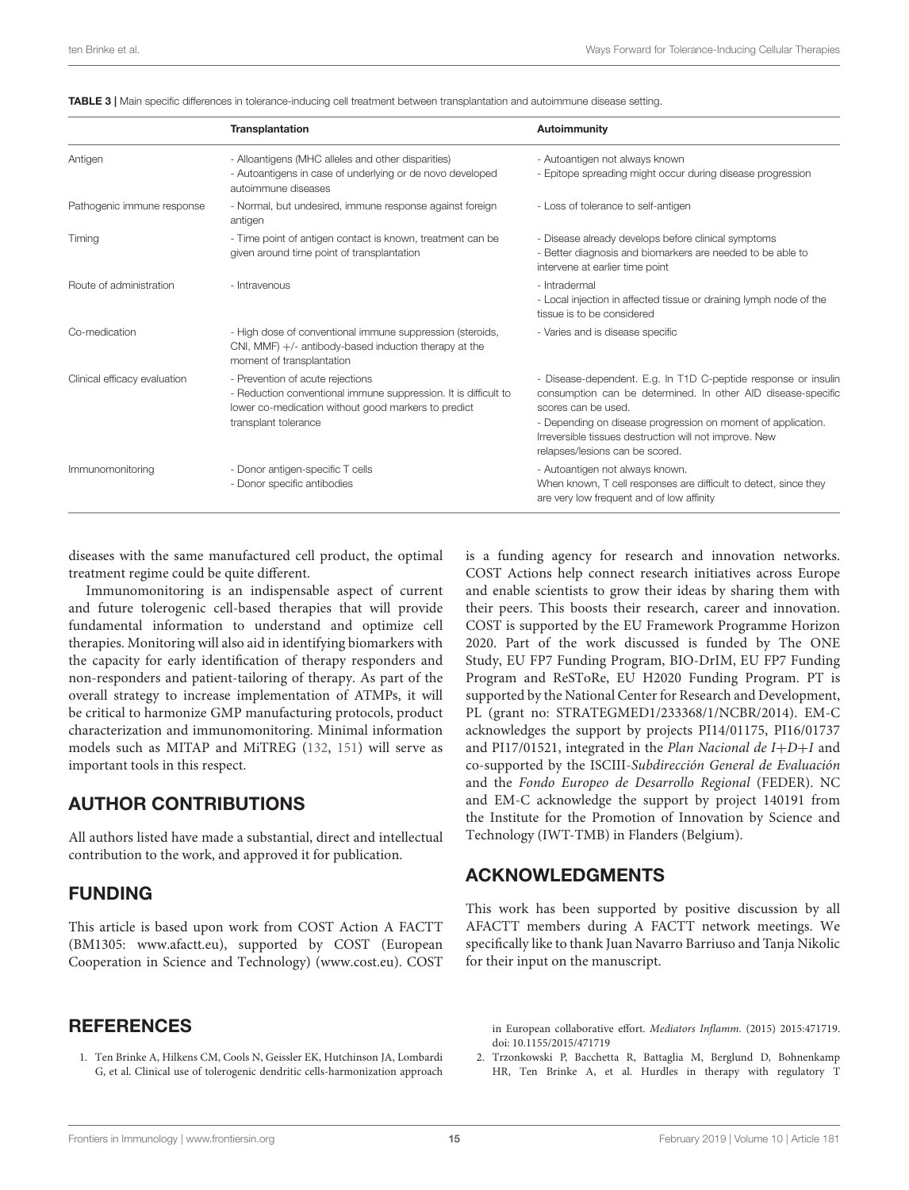**TABLE 3 |** Main specific differences in tolerance-inducing cell treatment between transplantation and autoimmune disease setting.

| | Transplantation | Autoimmunity |
|---|---|---|
| Antigen | - Alloantigens (MHC alleles and other disparities)<br>- Autoantigens in case of underlying or de novo developed autoimmune diseases | - Autoantigen not always known<br>- Epitope spreading might occur during disease progression |
| Pathogenic immune response | - Normal, but undesired, immune response against foreign antigen | - Loss of tolerance to self-antigen |
| Timing | - Time point of antigen contact is known, treatment can be given around time point of transplantation | - Disease already develops before clinical symptoms<br>- Better diagnosis and biomarkers are needed to be able to intervene at earlier time point |
| Route of administration | - Intravenous | - Intradermal<br>- Local injection in affected tissue or draining lymph node of the tissue is to be considered |
| Co-medication | - High dose of conventional immune suppression (steroids, CNI, MMF) +/- antibody-based induction therapy at the moment of transplantation | - Varies and is disease specific |
| Clinical efficacy evaluation | - Prevention of acute rejections<br>- Reduction conventional immune suppression. It is difficult to lower co-medication without good markers to predict transplant tolerance | - Disease-dependent. E.g. In T1D C-peptide response or insulin consumption can be determined. In other AID disease-specific scores can be used.<br>- Depending on disease progression on moment of application. Irreversible tissues destruction will not improve. New relapses/lesions can be scored. |
| Immunomonitoring | - Donor antigen-specific T cells<br>- Donor specific antibodies | - Autoantigen not always known.<br>When known, T cell responses are difficult to detect, since they are very low frequent and of low affinity |

diseases with the same manufactured cell product, the optimal treatment regime could be quite different.

Immunomonitoring is an indispensable aspect of current and future tolerogenic cell-based therapies that will provide fundamental information to understand and optimize cell therapies. Monitoring will also aid in identifying biomarkers with the capacity for early identification of therapy responders and non-responders and patient-tailoring of therapy. As part of the overall strategy to increase implementation of ATMPs, it will be critical to harmonize GMP manufacturing protocols, product characterization and immunomonitoring. Minimal information models such as MITAP and MiTREG (132, 151) will serve as important tools in this respect.

## AUTHOR CONTRIBUTIONS

All authors listed have made a substantial, direct and intellectual contribution to the work, and approved it for publication.

## FUNDING

This article is based upon work from COST Action A FACTT (BM1305: www.afactt.eu), supported by COST (European Cooperation in Science and Technology) (www.cost.eu). COST is a funding agency for research and innovation networks. COST Actions help connect research initiatives across Europe and enable scientists to grow their ideas by sharing them with their peers. This boosts their research, career and innovation. COST is supported by the EU Framework Programme Horizon 2020. Part of the work discussed is funded by The ONE Study, EU FP7 Funding Program, BIO-DrIM, EU FP7 Funding Program and ReSToRe, EU H2020 Funding Program. PT is supported by the National Center for Research and Development, PL (grant no: STRATEGMED1/233368/1/NCBR/2014). EM-C acknowledges the support by projects PI14/01175, PI16/01737 and PI17/01521, integrated in the *Plan Nacional de I+D+I* and co-supported by the ISCIII-*Subdirección General de Evaluación* and the *Fondo Europeo de Desarrollo Regional* (FEDER). NC and EM-C acknowledge the support by project 140191 from the Institute for the Promotion of Innovation by Science and Technology (IWT-TMB) in Flanders (Belgium).

## ACKNOWLEDGMENTS

This work has been supported by positive discussion by all AFACTT members during A FACTT network meetings. We specifically like to thank Juan Navarro Barriuso and Tanja Nikolic for their input on the manuscript.

## REFERENCES

1. Ten Brinke A, Hilkens CM, Cools N, Geissler EK, Hutchinson JA, Lombardi G, et al. Clinical use of tolerogenic dendritic cells-harmonization approach in European collaborative effort. *Mediators Inflamm.* (2015) 2015:471719. doi: 10.1155/2015/471719
2. Trzonkowski P, Bacchetta R, Battaglia M, Berglund D, Bohnenkamp HR, Ten Brinke A, et al. Hurdles in therapy with regulatory T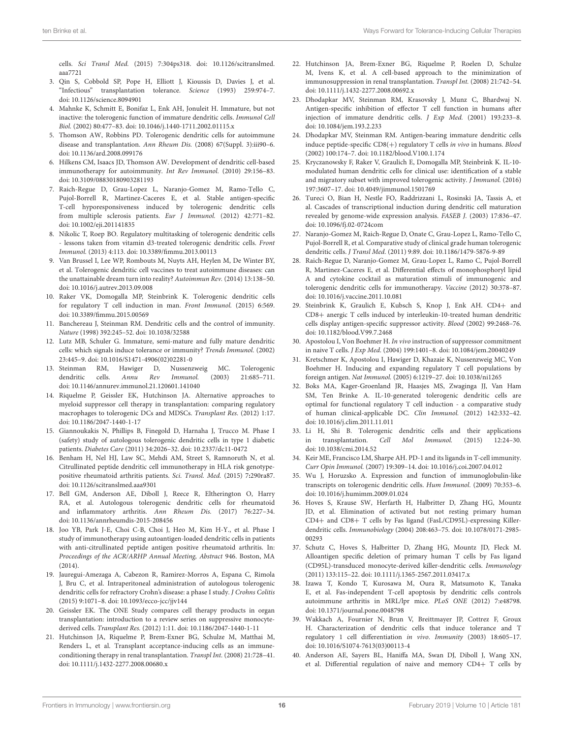cells. *Sci Transl Med.* (2015) 7:304ps318. doi: 10.1126/scitranslmed.aaa7721

3. Qin S, Cobbold SP, Pope H, Elliott J, Kioussis D, Davies J, et al. "Infectious" transplantation tolerance. *Science* (1993) 259:974–7. doi: 10.1126/science.8094901
4. Mahnke K, Schmitt E, Bonifaz L, Enk AH, Jonuleit H. Immature, but not inactive: the tolerogenic function of immature dendritic cells. *Immunol Cell Biol.* (2002) 80:477–83. doi: 10.1046/j.1440-1711.2002.01115.x
5. Thomson AW, Robbins PD. Tolerogenic dendritic cells for autoimmune disease and transplantation. *Ann Rheum Dis.* (2008) 67(Suppl. 3):iii90–6. doi: 10.1136/ard.2008.099176
6. Hilkens CM, Isaacs JD, Thomson AW. Development of dendritic cell-based immunotherapy for autoimmunity. *Int Rev Immunol.* (2010) 29:156–83. doi: 10.3109/08830180903281193
7. Raich-Regue D, Grau-Lopez L, Naranjo-Gomez M, Ramo-Tello C, Pujol-Borrell R, Martinez-Caceres E, et al. Stable antigen-specific T-cell hyporesponsiveness induced by tolerogenic dendritic cells from multiple sclerosis patients. *Eur J Immunol.* (2012) 42:771–82. doi: 10.1002/eji.201141835
8. Nikolic T, Roep BO. Regulatory multitasking of tolerogenic dendritic cells - lessons taken from vitamin d3-treated tolerogenic dendritic cells. *Front Immunol.* (2013) 4:113. doi: 10.3389/fimmu.2013.00113
9. Van Brussel I, Lee WP, Rombouts M, Nuyts AH, Heylen M, De Winter BY, et al. Tolerogenic dendritic cell vaccines to treat autoimmune diseases: can the unattainable dream turn into reality? *Autoimmun Rev.* (2014) 13:138–50. doi: 10.1016/j.autrev.2013.09.008
10. Raker VK, Domogalla MP, Steinbrink K. Tolerogenic dendritic cells for regulatory T cell induction in man. *Front Immunol.* (2015) 6:569. doi: 10.3389/fimmu.2015.00569
11. Banchereau J, Steinman RM. Dendritic cells and the control of immunity. *Nature* (1998) 392:245–52. doi: 10.1038/32588
12. Lutz MB, Schuler G. Immature, semi-mature and fully mature dendritic cells: which signals induce tolerance or immunity? *Trends Immunol.* (2002) 23:445–9. doi: 10.1016/S1471-4906(02)02281-0
13. Steinman RM, Hawiger D, Nussenzweig MC. Tolerogenic dendritic cells. *Annu Rev Immunol.* (2003) 21:685–711. doi: 10.1146/annurev.immunol.21.120601.141040
14. Riquelme P, Geissler EK, Hutchinson JA. Alternative approaches to myeloid suppressor cell therapy in transplantation: comparing regulatory macrophages to tolerogenic DCs and MDSCs. *Transplant Res.* (2012) 1:17. doi: 10.1186/2047-1440-1-17
15. Giannoukakis N, Phillips B, Finegold D, Harnaha J, Trucco M. Phase I (safety) study of autologous tolerogenic dendritic cells in type 1 diabetic patients. *Diabetes Care* (2011) 34:2026–32. doi: 10.2337/dc11-0472
16. Benham H, Nel HJ, Law SC, Mehdi AM, Street S, Ramnoruth N, et al. Citrullinated peptide dendritic cell immunotherapy in HLA risk genotype-positive rheumatoid arthritis patients. *Sci. Transl. Med.* (2015) 7**:**290ra87. doi: 10.1126/scitranslmed.aaa9301
17. Bell GM, Anderson AE, Diboll J, Reece R, Eltherington O, Harry RA, et al. Autologous tolerogenic dendritic cells for rheumatoid and inflammatory arthritis. *Ann Rheum Dis.* (2017) 76:227–34. doi: 10.1136/annrheumdis-2015-208456
18. Joo YB, Park J-E, Choi C-B, Choi J, Heo M, Kim H-Y., et al. Phase I study of immunotherapy using autoantigen-loaded dendritic cells in patients with anti-citrullinated peptide antigen positive rheumatoid arthritis. In: *Proceedings of the ACR/ARHP Annual Meeting, Abstract* 946. Boston, MA (2014).
19. Jauregui-Amezaga A, Cabezon R, Ramirez-Morros A, Espana C, Rimola J, Bru C, et al. Intraperitoneal administration of autologous tolerogenic dendritic cells for refractory Crohn's disease: a phase I study. *J Crohns Colitis* (2015) 9:1071–8. doi: 10.1093/ecco-jcc/jjv144
20. Geissler EK. The ONE Study compares cell therapy products in organ transplantation: introduction to a review series on suppressive monocyte-derived cells. *Transplant Res.* (2012) 1:11. doi: 10.1186/2047-1440-1-11
21. Hutchinson JA, Riquelme P, Brem-Exner BG, Schulze M, Matthai M, Renders L, et al. Transplant acceptance-inducing cells as an immune-conditioning therapy in renal transplantation. *Transpl Int.* (2008) 21:728–41. doi: 10.1111/j.1432-2277.2008.00680.x
22. Hutchinson JA, Brem-Exner BG, Riquelme P, Roelen D, Schulze M, Ivens K, et al. A cell-based approach to the minimization of immunosuppression in renal transplantation. *Transpl Int.* (2008) 21:742–54. doi: 10.1111/j.1432-2277.2008.00692.x
23. Dhodapkar MV, Steinman RM, Krasovsky J, Munz C, Bhardwaj N. Antigen-specific inhibition of effector T cell function in humans after injection of immature dendritic cells. *J Exp Med.* (2001) 193:233–8. doi: 10.1084/jem.193.2.233
24. Dhodapkar MV, Steinman RM. Antigen-bearing immature dendritic cells induce peptide-specific CD8(+) regulatory T cells *in vivo* in humans. *Blood* (2002) 100:174–7. doi: 10.1182/blood.V100.1.174
25. Kryczanowsky F, Raker V, Graulich E, Domogalla MP, Steinbrink K. IL-10-modulated human dendritic cells for clinical use: identification of a stable and migratory subset with improved tolerogenic activity. *J Immunol.* (2016) 197:3607–17. doi: 10.4049/jimmunol.1501769
26. Tureci O, Bian H, Nestle FO, Raddrizzani L, Rosinski JA, Tassis A, et al. Cascades of transcriptional induction during dendritic cell maturation revealed by genome-wide expression analysis. *FASEB J.* (2003) 17:836–47. doi: 10.1096/fj.02-0724com
27. Naranjo-Gomez M, Raich-Regue D, Onate C, Grau-Lopez L, Ramo-Tello C, Pujol-Borrell R, et al. Comparative study of clinical grade human tolerogenic dendritic cells. *J Transl Med.* (2011) 9:89. doi: 10.1186/1479-5876-9-89
28. Raich-Regue D, Naranjo-Gomez M, Grau-Lopez L, Ramo C, Pujol-Borrell R, Martinez-Caceres E, et al. Differential effects of monophosphoryl lipid A and cytokine cocktail as maturation stimuli of immunogenic and tolerogenic dendritic cells for immunotherapy. *Vaccine* (2012) 30:378–87. doi: 10.1016/j.vaccine.2011.10.081
29. Steinbrink K, Graulich E, Kubsch S, Knop J, Enk AH. CD4+ and CD8+ anergic T cells induced by interleukin-10-treated human dendritic cells display antigen-specific suppressor activity. *Blood* (2002) 99:2468–76. doi: 10.1182/blood.V99.7.2468
30. Apostolou I, Von Boehmer H. *In vivo* instruction of suppressor commitment in naive T cells. *J Exp Med.* (2004) 199:1401–8. doi: 10.1084/jem.20040249
31. Kretschmer K, Apostolou I, Hawiger D, Khazaie K, Nussenzweig MC, Von Boehmer H. Inducing and expanding regulatory T cell populations by foreign antigen. *Nat Immunol.* (2005) 6:1219–27. doi: 10.1038/ni1265
32. Boks MA, Kager-Groenland JR, Haasjes MS, Zwaginga JJ, Van Ham SM, Ten Brinke A. IL-10-generated tolerogenic dendritic cells are optimal for functional regulatory T cell induction - a comparative study of human clinical-applicable DC. *Clin Immunol.* (2012) 142:332–42. doi: 10.1016/j.clim.2011.11.011
33. Li H, Shi B. Tolerogenic dendritic cells and their applications in transplantation. *Cell Mol Immunol.* (2015) 12:24–30. doi: 10.1038/cmi.2014.52
34. Keir ME, Francisco LM, Sharpe AH. PD-1 and its ligands in T-cell immunity. *Curr Opin Immunol.* (2007) 19:309–14. doi: 10.1016/j.coi.2007.04.012
35. Wu J, Horuzsko A. Expression and function of immunoglobulin-like transcripts on tolerogenic dendritic cells. *Hum Immunol.* (2009) 70:353–6. doi: 10.1016/j.humimm.2009.01.024
36. Hoves S, Krause SW, Herfarth H, Halbritter D, Zhang HG, Mountz JD, et al. Elimination of activated but not resting primary human CD4+ and CD8+ T cells by Fas ligand (FasL/CD95L)-expressing Killer-dendritic cells. *Immunobiology* (2004) 208:463–75. doi: 10.1078/0171-2985-00293
37. Schutz C, Hoves S, Halbritter D, Zhang HG, Mountz JD, Fleck M. Alloantigen specific deletion of primary human T cells by Fas ligand (CD95L)-transduced monocyte-derived killer-dendritic cells. *Immunology* (2011) 133:115–22. doi: 10.1111/j.1365-2567.2011.03417.x
38. Izawa T, Kondo T, Kurosawa M, Oura R, Matsumoto K, Tanaka E, et al. Fas-independent T-cell apoptosis by dendritic cells controls autoimmune arthritis in MRL/lpr mice. *PLoS ONE* (2012) 7:e48798. doi: 10.1371/journal.pone.0048798
39. Wakkach A, Fournier N, Brun V, Breittmayer JP, Cottrez F, Groux H. Characterization of dendritic cells that induce tolerance and T regulatory 1 cell differentiation *in vivo*. *Immunity* (2003) 18:605–17. doi: 10.1016/S1074-7613(03)00113-4
40. Anderson AE, Sayers BL, Haniffa MA, Swan DJ, Diboll J, Wang XN, et al. Differential regulation of naive and memory CD4+ T cells by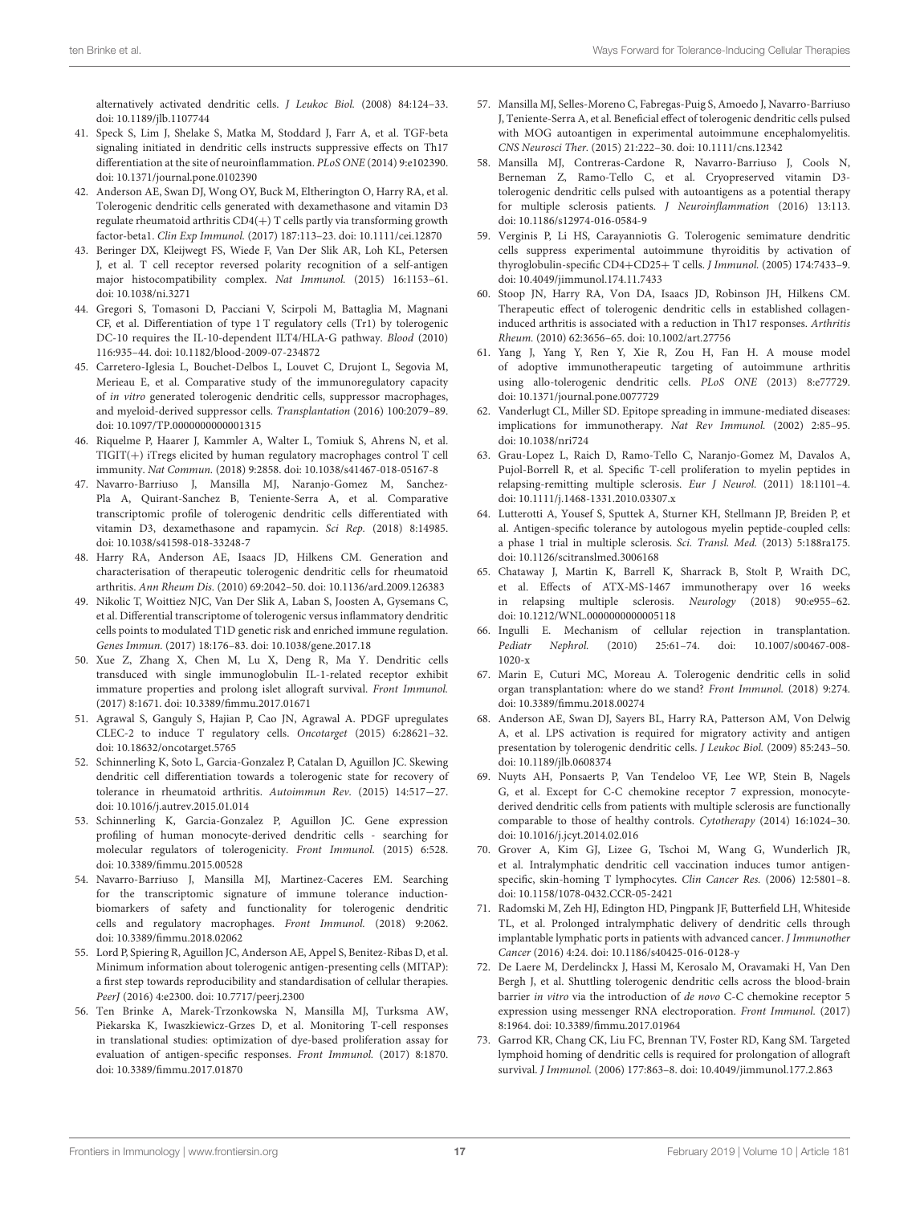alternatively activated dendritic cells. *J Leukoc Biol.* (2008) 84:124–33. doi: 10.1189/jlb.1107744

41. Speck S, Lim J, Shelake S, Matka M, Stoddard J, Farr A, et al. TGF-beta signaling initiated in dendritic cells instructs suppressive effects on Th17 differentiation at the site of neuroinflammation. *PLoS ONE* (2014) 9:e102390. doi: 10.1371/journal.pone.0102390
42. Anderson AE, Swan DJ, Wong OY, Buck M, Eltherington O, Harry RA, et al. Tolerogenic dendritic cells generated with dexamethasone and vitamin D3 regulate rheumatoid arthritis CD4(+) T cells partly via transforming growth factor-beta1. *Clin Exp Immunol.* (2017) 187:113–23. doi: 10.1111/cei.12870
43. Beringer DX, Kleijwegt FS, Wiede F, Van Der Slik AR, Loh KL, Petersen J, et al. T cell receptor reversed polarity recognition of a self-antigen major histocompatibility complex. *Nat Immunol.* (2015) 16:1153–61. doi: 10.1038/ni.3271
44. Gregori S, Tomasoni D, Pacciani V, Scirpoli M, Battaglia M, Magnani CF, et al. Differentiation of type 1 T regulatory cells (Tr1) by tolerogenic DC-10 requires the IL-10-dependent ILT4/HLA-G pathway. *Blood* (2010) 116:935–44. doi: 10.1182/blood-2009-07-234872
45. Carretero-Iglesia L, Bouchet-Delbos L, Louvet C, Drujont L, Segovia M, Merieau E, et al. Comparative study of the immunoregulatory capacity of *in vitro* generated tolerogenic dendritic cells, suppressor macrophages, and myeloid-derived suppressor cells. *Transplantation* (2016) 100:2079–89. doi: 10.1097/TP.0000000000001315
46. Riquelme P, Haarer J, Kammler A, Walter L, Tomiuk S, Ahrens N, et al. TIGIT(+) iTregs elicited by human regulatory macrophages control T cell immunity. *Nat Commun.* (2018) 9:2858. doi: 10.1038/s41467-018-05167-8
47. Navarro-Barriuso J, Mansilla MJ, Naranjo-Gomez M, Sanchez-Pla A, Quirant-Sanchez B, Teniente-Serra A, et al. Comparative transcriptomic profile of tolerogenic dendritic cells differentiated with vitamin D3, dexamethasone and rapamycin. *Sci Rep.* (2018) 8:14985. doi: 10.1038/s41598-018-33248-7
48. Harry RA, Anderson AE, Isaacs JD, Hilkens CM. Generation and characterisation of therapeutic tolerogenic dendritic cells for rheumatoid arthritis. *Ann Rheum Dis.* (2010) 69:2042–50. doi: 10.1136/ard.2009.126383
49. Nikolic T, Woittiez NJC, Van Der Slik A, Laban S, Joosten A, Gysemans C, et al. Differential transcriptome of tolerogenic versus inflammatory dendritic cells points to modulated T1D genetic risk and enriched immune regulation. *Genes Immun.* (2017) 18:176–83. doi: 10.1038/gene.2017.18
50. Xue Z, Zhang X, Chen M, Lu X, Deng R, Ma Y. Dendritic cells transduced with single immunoglobulin IL-1-related receptor exhibit immature properties and prolong islet allograft survival. *Front Immunol.* (2017) 8:1671. doi: 10.3389/fimmu.2017.01671
51. Agrawal S, Ganguly S, Hajian P, Cao JN, Agrawal A. PDGF upregulates CLEC-2 to induce T regulatory cells. *Oncotarget* (2015) 6:28621–32. doi: 10.18632/oncotarget.5765
52. Schinnerling K, Soto L, Garcia-Gonzalez P, Catalan D, Aguillon JC. Skewing dendritic cell differentiation towards a tolerogenic state for recovery of tolerance in rheumatoid arthritis. *Autoimmun Rev.* (2015) 14:517−27. doi: 10.1016/j.autrev.2015.01.014
53. Schinnerling K, Garcia-Gonzalez P, Aguillon JC. Gene expression profiling of human monocyte-derived dendritic cells - searching for molecular regulators of tolerogenicity. *Front Immunol.* (2015) 6:528. doi: 10.3389/fimmu.2015.00528
54. Navarro-Barriuso J, Mansilla MJ, Martinez-Caceres EM. Searching for the transcriptomic signature of immune tolerance induction-biomarkers of safety and functionality for tolerogenic dendritic cells and regulatory macrophages. *Front Immunol.* (2018) 9:2062. doi: 10.3389/fimmu.2018.02062
55. Lord P, Spiering R, Aguillon JC, Anderson AE, Appel S, Benitez-Ribas D, et al. Minimum information about tolerogenic antigen-presenting cells (MITAP): a first step towards reproducibility and standardisation of cellular therapies. *PeerJ* (2016) 4:e2300. doi: 10.7717/peerj.2300
56. Ten Brinke A, Marek-Trzonkowska N, Mansilla MJ, Turksma AW, Piekarska K, Iwaszkiewicz-Grzes D, et al. Monitoring T-cell responses in translational studies: optimization of dye-based proliferation assay for evaluation of antigen-specific responses. *Front Immunol.* (2017) 8:1870. doi: 10.3389/fimmu.2017.01870
57. Mansilla MJ, Selles-Moreno C, Fabregas-Puig S, Amoedo J, Navarro-Barriuso J, Teniente-Serra A, et al. Beneficial effect of tolerogenic dendritic cells pulsed with MOG autoantigen in experimental autoimmune encephalomyelitis. *CNS Neurosci Ther.* (2015) 21:222–30. doi: 10.1111/cns.12342
58. Mansilla MJ, Contreras-Cardone R, Navarro-Barriuso J, Cools N, Berneman Z, Ramo-Tello C, et al. Cryopreserved vitamin D3-tolerogenic dendritic cells pulsed with autoantigens as a potential therapy for multiple sclerosis patients. *J Neuroinflammation* (2016) 13:113. doi: 10.1186/s12974-016-0584-9
59. Verginis P, Li HS, Carayanniotis G. Tolerogenic semimature dendritic cells suppress experimental autoimmune thyroiditis by activation of thyroglobulin-specific CD4+CD25+ T cells. *J Immunol.* (2005) 174:7433–9. doi: 10.4049/jimmunol.174.11.7433
60. Stoop JN, Harry RA, Von DA, Isaacs JD, Robinson JH, Hilkens CM. Therapeutic effect of tolerogenic dendritic cells in established collagen-induced arthritis is associated with a reduction in Th17 responses. *Arthritis Rheum.* (2010) 62:3656–65. doi: 10.1002/art.27756
61. Yang J, Yang Y, Ren Y, Xie R, Zou H, Fan H. A mouse model of adoptive immunotherapeutic targeting of autoimmune arthritis using allo-tolerogenic dendritic cells. *PLoS ONE* (2013) 8:e77729. doi: 10.1371/journal.pone.0077729
62. Vanderlugt CL, Miller SD. Epitope spreading in immune-mediated diseases: implications for immunotherapy. *Nat Rev Immunol.* (2002) 2:85–95. doi: 10.1038/nri724
63. Grau-Lopez L, Raich D, Ramo-Tello C, Naranjo-Gomez M, Davalos A, Pujol-Borrell R, et al. Specific T-cell proliferation to myelin peptides in relapsing-remitting multiple sclerosis. *Eur J Neurol.* (2011) 18:1101–4. doi: 10.1111/j.1468-1331.2010.03307.x
64. Lutterotti A, Yousef S, Sputtek A, Sturner KH, Stellmann JP, Breiden P, et al. Antigen-specific tolerance by autologous myelin peptide-coupled cells: a phase 1 trial in multiple sclerosis. *Sci. Transl. Med.* (2013) 5:188ra175. doi: 10.1126/scitranslmed.3006168
65. Chataway J, Martin K, Barrell K, Sharrack B, Stolt P, Wraith DC, et al. Effects of ATX-MS-1467 immunotherapy over 16 weeks in relapsing multiple sclerosis. *Neurology* (2018) 90:e955–62. doi: 10.1212/WNL.0000000000005118
66. Ingulli E. Mechanism of cellular rejection in transplantation. *Pediatr Nephrol.* (2010) 25:61–74. doi: 10.1007/s00467-008-1020-x
67. Marin E, Cuturi MC, Moreau A. Tolerogenic dendritic cells in solid organ transplantation: where do we stand? *Front Immunol.* (2018) 9:274. doi: 10.3389/fimmu.2018.00274
68. Anderson AE, Swan DJ, Sayers BL, Harry RA, Patterson AM, Von Delwig A, et al. LPS activation is required for migratory activity and antigen presentation by tolerogenic dendritic cells. *J Leukoc Biol.* (2009) 85:243–50. doi: 10.1189/jlb.0608374
69. Nuyts AH, Ponsaerts P, Van Tendeloo VF, Lee WP, Stein B, Nagels G, et al. Except for C-C chemokine receptor 7 expression, monocyte-derived dendritic cells from patients with multiple sclerosis are functionally comparable to those of healthy controls. *Cytotherapy* (2014) 16:1024–30. doi: 10.1016/j.jcyt.2014.02.016
70. Grover A, Kim GJ, Lizee G, Tschoi M, Wang G, Wunderlich JR, et al. Intralymphatic dendritic cell vaccination induces tumor antigen-specific, skin-homing T lymphocytes. *Clin Cancer Res.* (2006) 12:5801–8. doi: 10.1158/1078-0432.CCR-05-2421
71. Radomski M, Zeh HJ, Edington HD, Pingpank JF, Butterfield LH, Whiteside TL, et al. Prolonged intralymphatic delivery of dendritic cells through implantable lymphatic ports in patients with advanced cancer. *J Immunother Cancer* (2016) 4:24. doi: 10.1186/s40425-016-0128-y
72. De Laere M, Derdelinckx J, Hassi M, Kerosalo M, Oravamaki H, Van Den Bergh J, et al. Shuttling tolerogenic dendritic cells across the blood-brain barrier *in vitro* via the introduction of *de novo* C-C chemokine receptor 5 expression using messenger RNA electroporation. *Front Immunol.* (2017) 8:1964. doi: 10.3389/fimmu.2017.01964
73. Garrod KR, Chang CK, Liu FC, Brennan TV, Foster RD, Kang SM. Targeted lymphoid homing of dendritic cells is required for prolongation of allograft survival. *J Immunol.* (2006) 177:863–8. doi: 10.4049/jimmunol.177.2.863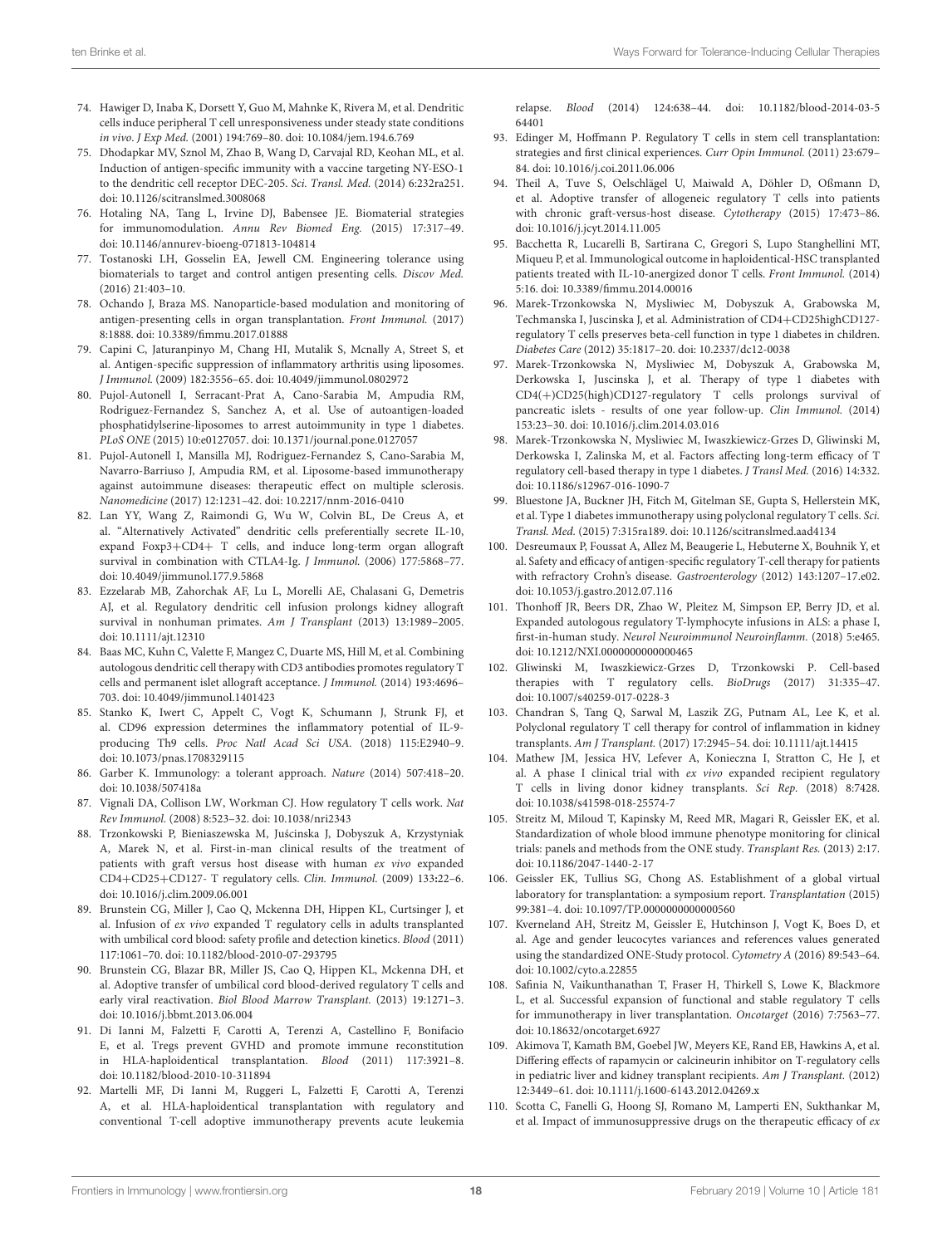74. Hawiger D, Inaba K, Dorsett Y, Guo M, Mahnke K, Rivera M, et al. Dendritic cells induce peripheral T cell unresponsiveness under steady state conditions *in vivo*. *J Exp Med.* (2001) 194:769–80. doi: 10.1084/jem.194.6.769
75. Dhodapkar MV, Sznol M, Zhao B, Wang D, Carvajal RD, Keohan ML, et al. Induction of antigen-specific immunity with a vaccine targeting NY-ESO-1 to the dendritic cell receptor DEC-205. *Sci. Transl. Med.* (2014) 6:232ra251. doi: 10.1126/scitranslmed.3008068
76. Hotaling NA, Tang L, Irvine DJ, Babensee JE. Biomaterial strategies for immunomodulation. *Annu Rev Biomed Eng.* (2015) 17:317–49. doi: 10.1146/annurev-bioeng-071813-104814
77. Tostanoski LH, Gosselin EA, Jewell CM. Engineering tolerance using biomaterials to target and control antigen presenting cells. *Discov Med.* (2016) 21:403–10.
78. Ochando J, Braza MS. Nanoparticle-based modulation and monitoring of antigen-presenting cells in organ transplantation. *Front Immunol.* (2017) 8:1888. doi: 10.3389/fimmu.2017.01888
79. Capini C, Jaturanpinyo M, Chang HI, Mutalik S, Mcnally A, Street S, et al. Antigen-specific suppression of inflammatory arthritis using liposomes. *J Immunol.* (2009) 182:3556–65. doi: 10.4049/jimmunol.0802972
80. Pujol-Autonell I, Serracant-Prat A, Cano-Sarabia M, Ampudia RM, Rodriguez-Fernandez S, Sanchez A, et al. Use of autoantigen-loaded phosphatidylserine-liposomes to arrest autoimmunity in type 1 diabetes. *PLoS ONE* (2015) 10:e0127057. doi: 10.1371/journal.pone.0127057
81. Pujol-Autonell I, Mansilla MJ, Rodriguez-Fernandez S, Cano-Sarabia M, Navarro-Barriuso J, Ampudia RM, et al. Liposome-based immunotherapy against autoimmune diseases: therapeutic effect on multiple sclerosis. *Nanomedicine* (2017) 12:1231–42. doi: 10.2217/nnm-2016-0410
82. Lan YY, Wang Z, Raimondi G, Wu W, Colvin BL, De Creus A, et al. "Alternatively Activated" dendritic cells preferentially secrete IL-10, expand Foxp3+CD4+ T cells, and induce long-term organ allograft survival in combination with CTLA4-Ig. *J Immunol.* (2006) 177:5868–77. doi: 10.4049/jimmunol.177.9.5868
83. Ezzelarab MB, Zahorchak AF, Lu L, Morelli AE, Chalasani G, Demetris AJ, et al. Regulatory dendritic cell infusion prolongs kidney allograft survival in nonhuman primates. *Am J Transplant* (2013) 13:1989–2005. doi: 10.1111/ajt.12310
84. Baas MC, Kuhn C, Valette F, Mangez C, Duarte MS, Hill M, et al. Combining autologous dendritic cell therapy with CD3 antibodies promotes regulatory T cells and permanent islet allograft acceptance. *J Immunol.* (2014) 193:4696–703. doi: 10.4049/jimmunol.1401423
85. Stanko K, Iwert C, Appelt C, Vogt K, Schumann J, Strunk FJ, et al. CD96 expression determines the inflammatory potential of IL-9-producing Th9 cells. *Proc Natl Acad Sci USA.* (2018) 115:E2940–9. doi: 10.1073/pnas.1708329115
86. Garber K. Immunology: a tolerant approach. *Nature* (2014) 507:418–20. doi: 10.1038/507418a
87. Vignali DA, Collison LW, Workman CJ. How regulatory T cells work. *Nat Rev Immunol.* (2008) 8:523–32. doi: 10.1038/nri2343
88. Trzonkowski P, Bieniaszewska M, Juścinska J, Dobyszuk A, Krzystyniak A, Marek N, et al. First-in-man clinical results of the treatment of patients with graft versus host disease with human *ex vivo* expanded CD4+CD25+CD127- T regulatory cells. *Clin. Immunol.* (2009) 133:22–6. doi: 10.1016/j.clim.2009.06.001
89. Brunstein CG, Miller J, Cao Q, Mckenna DH, Hippen KL, Curtsinger J, et al. Infusion of *ex vivo* expanded T regulatory cells in adults transplanted with umbilical cord blood: safety profile and detection kinetics. *Blood* (2011) 117:1061–70. doi: 10.1182/blood-2010-07-293795
90. Brunstein CG, Blazar BR, Miller JS, Cao Q, Hippen KL, Mckenna DH, et al. Adoptive transfer of umbilical cord blood-derived regulatory T cells and early viral reactivation. *Biol Blood Marrow Transplant.* (2013) 19:1271–3. doi: 10.1016/j.bbmt.2013.06.004
91. Di Ianni M, Falzetti F, Carotti A, Terenzi A, Castellino F, Bonifacio E, et al. Tregs prevent GVHD and promote immune reconstitution in HLA-haploidentical transplantation. *Blood* (2011) 117:3921–8. doi: 10.1182/blood-2010-10-311894
92. Martelli MF, Di Ianni M, Ruggeri L, Falzetti F, Carotti A, Terenzi A, et al. HLA-haploidentical transplantation with regulatory and conventional T-cell adoptive immunotherapy prevents acute leukemia relapse. *Blood* (2014) 124:638–44. doi: 10.1182/blood-2014-03-564401
93. Edinger M, Hoffmann P. Regulatory T cells in stem cell transplantation: strategies and first clinical experiences. *Curr Opin Immunol.* (2011) 23:679–84. doi: 10.1016/j.coi.2011.06.006
94. Theil A, Tuve S, Oelschlägel U, Maiwald A, Döhler D, Oßmann D, et al. Adoptive transfer of allogeneic regulatory T cells into patients with chronic graft-versus-host disease. *Cytotherapy* (2015) 17:473–86. doi: 10.1016/j.jcyt.2014.11.005
95. Bacchetta R, Lucarelli B, Sartirana C, Gregori S, Lupo Stanghellini MT, Miqueu P, et al. Immunological outcome in haploidentical-HSC transplanted patients treated with IL-10-anergized donor T cells. *Front Immunol.* (2014) 5:16. doi: 10.3389/fimmu.2014.00016
96. Marek-Trzonkowska N, Mysliwiec M, Dobyszuk A, Grabowska M, Techmanska I, Juscinska J, et al. Administration of CD4+CD25highCD127- regulatory T cells preserves beta-cell function in type 1 diabetes in children. *Diabetes Care* (2012) 35:1817–20. doi: 10.2337/dc12-0038
97. Marek-Trzonkowska N, Mysliwiec M, Dobyszuk A, Grabowska M, Derkowska I, Juscinska J, et al. Therapy of type 1 diabetes with CD4(+)CD25(high)CD127-regulatory T cells prolongs survival of pancreatic islets - results of one year follow-up. *Clin Immunol.* (2014) 153:23–30. doi: 10.1016/j.clim.2014.03.016
98. Marek-Trzonkowska N, Mysliwiec M, Iwaszkiewicz-Grzes D, Gliwinski M, Derkowska I, Zalinska M, et al. Factors affecting long-term efficacy of T regulatory cell-based therapy in type 1 diabetes. *J Transl Med.* (2016) 14:332. doi: 10.1186/s12967-016-1090-7
99. Bluestone JA, Buckner JH, Fitch M, Gitelman SE, Gupta S, Hellerstein MK, et al. Type 1 diabetes immunotherapy using polyclonal regulatory T cells. *Sci. Transl. Med.* (2015) 7:315ra189. doi: 10.1126/scitranslmed.aad4134
100. Desreumaux P, Foussat A, Allez M, Beaugerie L, Hebuterne X, Bouhnik Y, et al. Safety and efficacy of antigen-specific regulatory T-cell therapy for patients with refractory Crohn's disease. *Gastroenterology* (2012) 143:1207–17.e02. doi: 10.1053/j.gastro.2012.07.116
101. Thonhoff JR, Beers DR, Zhao W, Pleitez M, Simpson EP, Berry JD, et al. Expanded autologous regulatory T-lymphocyte infusions in ALS: a phase I, first-in-human study. *Neurol Neuroimmunol Neuroinflamm.* (2018) 5:e465. doi: 10.1212/NXI.0000000000000465
102. Gliwinski M, Iwaszkiewicz-Grzes D, Trzonkowski P. Cell-based therapies with T regulatory cells. *BioDrugs* (2017) 31:335–47. doi: 10.1007/s40259-017-0228-3
103. Chandran S, Tang Q, Sarwal M, Laszik ZG, Putnam AL, Lee K, et al. Polyclonal regulatory T cell therapy for control of inflammation in kidney transplants. *Am J Transplant.* (2017) 17:2945–54. doi: 10.1111/ajt.14415
104. Mathew JM, Jessica HV, Lefever A, Konieczna I, Stratton C, He J, et al. A phase I clinical trial with *ex vivo* expanded recipient regulatory T cells in living donor kidney transplants. *Sci Rep.* (2018) 8:7428. doi: 10.1038/s41598-018-25574-7
105. Streitz M, Miloud T, Kapinsky M, Reed MR, Magari R, Geissler EK, et al. Standardization of whole blood immune phenotype monitoring for clinical trials: panels and methods from the ONE study. *Transplant Res.* (2013) 2:17. doi: 10.1186/2047-1440-2-17
106. Geissler EK, Tullius SG, Chong AS. Establishment of a global virtual laboratory for transplantation: a symposium report. *Transplantation* (2015) 99:381–4. doi: 10.1097/TP.0000000000000560
107. Kverneland AH, Streitz M, Geissler E, Hutchinson J, Vogt K, Boes D, et al. Age and gender leucocytes variances and references values generated using the standardized ONE-Study protocol. *Cytometry A* (2016) 89:543–64. doi: 10.1002/cyto.a.22855
108. Safinia N, Vaikunthanathan T, Fraser H, Thirkell S, Lowe K, Blackmore L, et al. Successful expansion of functional and stable regulatory T cells for immunotherapy in liver transplantation. *Oncotarget* (2016) 7:7563–77. doi: 10.18632/oncotarget.6927
109. Akimova T, Kamath BM, Goebel JW, Meyers KE, Rand EB, Hawkins A, et al. Differing effects of rapamycin or calcineurin inhibitor on T-regulatory cells in pediatric liver and kidney transplant recipients. *Am J Transplant.* (2012) 12:3449–61. doi: 10.1111/j.1600-6143.2012.04269.x
110. Scotta C, Fanelli G, Hoong SJ, Romano M, Lamperti EN, Sukthankar M, et al. Impact of immunosuppressive drugs on the therapeutic efficacy of *ex*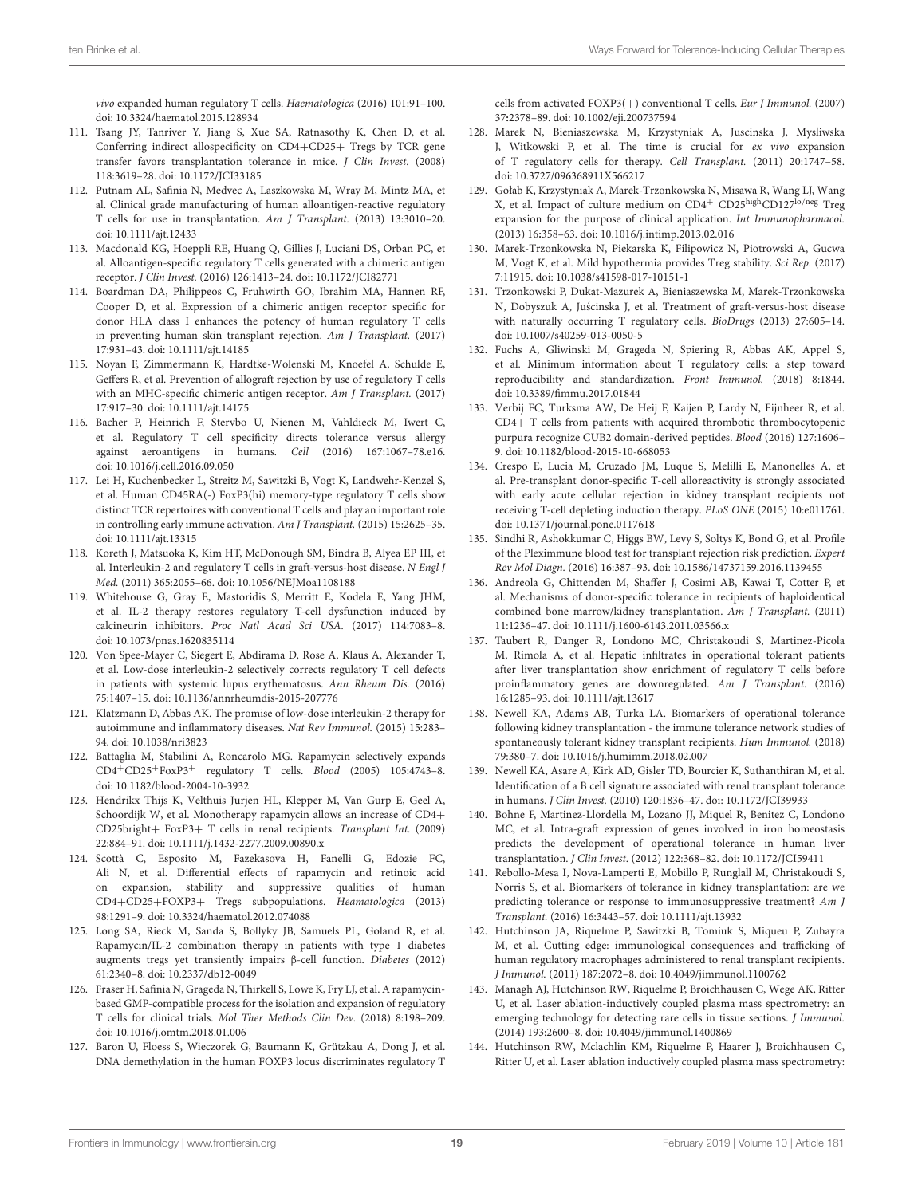*vivo* expanded human regulatory T cells. *Haematologica* (2016) 101:91–100. doi: 10.3324/haematol.2015.128934

111. Tsang JY, Tanriver Y, Jiang S, Xue SA, Ratnasothy K, Chen D, et al. Conferring indirect allospecificity on CD4+CD25+ Tregs by TCR gene transfer favors transplantation tolerance in mice. *J Clin Invest.* (2008) 118:3619–28. doi: 10.1172/JCI33185

112. Putnam AL, Safinia N, Medvec A, Laszkowska M, Wray M, Mintz MA, et al. Clinical grade manufacturing of human alloantigen-reactive regulatory T cells for use in transplantation. *Am J Transplant.* (2013) 13:3010–20. doi: 10.1111/ajt.12433

113. Macdonald KG, Hoeppli RE, Huang Q, Gillies J, Luciani DS, Orban PC, et al. Alloantigen-specific regulatory T cells generated with a chimeric antigen receptor. *J Clin Invest.* (2016) 126:1413–24. doi: 10.1172/JCI82771

114. Boardman DA, Philippeos C, Fruhwirth GO, Ibrahim MA, Hannen RF, Cooper D, et al. Expression of a chimeric antigen receptor specific for donor HLA class I enhances the potency of human regulatory T cells in preventing human skin transplant rejection. *Am J Transplant.* (2017) 17:931–43. doi: 10.1111/ajt.14185

115. Noyan F, Zimmermann K, Hardtke-Wolenski M, Knoefel A, Schulde E, Geffers R, et al. Prevention of allograft rejection by use of regulatory T cells with an MHC-specific chimeric antigen receptor. *Am J Transplant.* (2017) 17:917–30. doi: 10.1111/ajt.14175

116. Bacher P, Heinrich F, Stervbo U, Nienen M, Vahldieck M, Iwert C, et al. Regulatory T cell specificity directs tolerance versus allergy against aeroantigens in humans. *Cell* (2016) 167:1067–78.e16. doi: 10.1016/j.cell.2016.09.050

117. Lei H, Kuchenbecker L, Streitz M, Sawitzki B, Vogt K, Landwehr-Kenzel S, et al. Human CD45RA(-) FoxP3(hi) memory-type regulatory T cells show distinct TCR repertoires with conventional T cells and play an important role in controlling early immune activation. *Am J Transplant.* (2015) 15:2625–35. doi: 10.1111/ajt.13315

118. Koreth J, Matsuoka K, Kim HT, McDonough SM, Bindra B, Alyea EP III, et al. Interleukin-2 and regulatory T cells in graft-versus-host disease. *N Engl J Med.* (2011) 365:2055–66. doi: 10.1056/NEJMoa1108188

119. Whitehouse G, Gray E, Mastoridis S, Merritt E, Kodela E, Yang JHM, et al. IL-2 therapy restores regulatory T-cell dysfunction induced by calcineurin inhibitors. *Proc Natl Acad Sci USA.* (2017) 114:7083–8. doi: 10.1073/pnas.1620835114

120. Von Spee-Mayer C, Siegert E, Abdirama D, Rose A, Klaus A, Alexander T, et al. Low-dose interleukin-2 selectively corrects regulatory T cell defects in patients with systemic lupus erythematosus. *Ann Rheum Dis.* (2016) 75:1407–15. doi: 10.1136/annrheumdis-2015-207776

121. Klatzmann D, Abbas AK. The promise of low-dose interleukin-2 therapy for autoimmune and inflammatory diseases. *Nat Rev Immunol.* (2015) 15:283–94. doi: 10.1038/nri3823

122. Battaglia M, Stabilini A, Roncarolo MG. Rapamycin selectively expands $CD4^+CD25^+FoxP3^+$ regulatory T cells. *Blood* (2005) 105:4743–8. doi: 10.1182/blood-2004-10-3932

123. Hendrikx Thijs K, Velthuis Jurjen HL, Klepper M, Van Gurp E, Geel A, Schoordijk W, et al. Monotherapy rapamycin allows an increase of CD4+ CD25bright+ FoxP3+ T cells in renal recipients. *Transplant Int.* (2009) 22:884–91. doi: 10.1111/j.1432-2277.2009.00890.x

124. Scottà C, Esposito M, Fazekasova H, Fanelli G, Edozie FC, Ali N, et al. Differential effects of rapamycin and retinoic acid on expansion, stability and suppressive qualities of human CD4+CD25+FOXP3+ Tregs subpopulations. *Heamatologica* (2013) 98:1291–9. doi: 10.3324/haematol.2012.074088

125. Long SA, Rieck M, Sanda S, Bollyky JB, Samuels PL, Goland R, et al. Rapamycin/IL-2 combination therapy in patients with type 1 diabetes augments tregs yet transiently impairs β-cell function. *Diabetes* (2012) 61:2340–8. doi: 10.2337/db12-0049

126. Fraser H, Safinia N, Grageda N, Thirkell S, Lowe K, Fry LJ, et al. A rapamycin-based GMP-compatible process for the isolation and expansion of regulatory T cells for clinical trials. *Mol Ther Methods Clin Dev.* (2018) 8:198–209. doi: 10.1016/j.omtm.2018.01.006

127. Baron U, Floess S, Wieczorek G, Baumann K, Grützkau A, Dong J, et al. DNA demethylation in the human FOXP3 locus discriminates regulatory T cells from activated FOXP3(+) conventional T cells. *Eur J Immunol.* (2007) 37:2378–89. doi: 10.1002/eji.200737594

128. Marek N, Bieniaszewska M, Krzystyniak A, Juscinska J, Mysliwska J, Witkowski P, et al. The time is crucial for *ex vivo* expansion of T regulatory cells for therapy. *Cell Transplant.* (2011) 20:1747–58. doi: 10.3727/096368911X566217

129. Gołab K, Krzystyniak A, Marek-Trzonkowska N, Misawa R, Wang LJ, Wang X, et al. Impact of culture medium on $CD4^+$ $CD25^{high}CD127^{lo/neg}$ Treg expansion for the purpose of clinical application. *Int Immunopharmacol.* (2013) 16:358–63. doi: 10.1016/j.intimp.2013.02.016

130. Marek-Trzonkowska N, Piekarska K, Filipowicz N, Piotrowski A, Gucwa M, Vogt K, et al. Mild hypothermia provides Treg stability. *Sci Rep.* (2017) 7:11915. doi: 10.1038/s41598-017-10151-1

131. Trzonkowski P, Dukat-Mazurek A, Bieniaszewska M, Marek-Trzonkowska N, Dobyszuk A, Juścinska J, et al. Treatment of graft-versus-host disease with naturally occurring T regulatory cells. *BioDrugs* (2013) 27:605–14. doi: 10.1007/s40259-013-0050-5

132. Fuchs A, Gliwinski M, Grageda N, Spiering R, Abbas AK, Appel S, et al. Minimum information about T regulatory cells: a step toward reproducibility and standardization. *Front Immunol.* (2018) 8:1844. doi: 10.3389/fimmu.2017.01844

133. Verbij FC, Turksma AW, De Heij F, Kaijen P, Lardy N, Fijnheer R, et al. CD4+ T cells from patients with acquired thrombotic thrombocytopenic purpura recognize CUB2 domain-derived peptides. *Blood* (2016) 127:1606–9. doi: 10.1182/blood-2015-10-668053

134. Crespo E, Lucia M, Cruzado JM, Luque S, Melilli E, Manonelles A, et al. Pre-transplant donor-specific T-cell alloreactivity is strongly associated with early acute cellular rejection in kidney transplant recipients not receiving T-cell depleting induction therapy. *PLoS ONE* (2015) 10:e011761. doi: 10.1371/journal.pone.0117618

135. Sindhi R, Ashokkumar C, Higgs BW, Levy S, Soltys K, Bond G, et al. Profile of the Pleximmune blood test for transplant rejection risk prediction. *Expert Rev Mol Diagn.* (2016) 16:387–93. doi: 10.1586/14737159.2016.1139455

136. Andreola G, Chittenden M, Shaffer J, Cosimi AB, Kawai T, Cotter P, et al. Mechanisms of donor-specific tolerance in recipients of haploidentical combined bone marrow/kidney transplantation. *Am J Transplant.* (2011) 11:1236–47. doi: 10.1111/j.1600-6143.2011.03566.x

137. Taubert R, Danger R, Londono MC, Christakoudi S, Martinez-Picola M, Rimola A, et al. Hepatic infiltrates in operational tolerant patients after liver transplantation show enrichment of regulatory T cells before proinflammatory genes are downregulated. *Am J Transplant.* (2016) 16:1285–93. doi: 10.1111/ajt.13617

138. Newell KA, Adams AB, Turka LA. Biomarkers of operational tolerance following kidney transplantation - the immune tolerance network studies of spontaneously tolerant kidney transplant recipients. *Hum Immunol.* (2018) 79:380–7. doi: 10.1016/j.humimm.2018.02.007

139. Newell KA, Asare A, Kirk AD, Gisler TD, Bourcier K, Suthanthiran M, et al. Identification of a B cell signature associated with renal transplant tolerance in humans. *J Clin Invest.* (2010) 120:1836–47. doi: 10.1172/JCI39933

140. Bohne F, Martinez-Llordella M, Lozano JJ, Miquel R, Benitez C, Londono MC, et al. Intra-graft expression of genes involved in iron homeostasis predicts the development of operational tolerance in human liver transplantation. *J Clin Invest.* (2012) 122:368–82. doi: 10.1172/JCI59411

141. Rebollo-Mesa I, Nova-Lamperti E, Mobillo P, Runglall M, Christakoudi S, Norris S, et al. Biomarkers of tolerance in kidney transplantation: are we predicting tolerance or response to immunosuppressive treatment? *Am J Transplant.* (2016) 16:3443–57. doi: 10.1111/ajt.13932

142. Hutchinson JA, Riquelme P, Sawitzki B, Tomiuk S, Miqueu P, Zuhayra M, et al. Cutting edge: immunological consequences and trafficking of human regulatory macrophages administered to renal transplant recipients. *J Immunol.* (2011) 187:2072–8. doi: 10.4049/jimmunol.1100762

143. Managh AJ, Hutchinson RW, Riquelme P, Broichhausen C, Wege AK, Ritter U, et al. Laser ablation-inductively coupled plasma mass spectrometry: an emerging technology for detecting rare cells in tissue sections. *J Immunol.* (2014) 193:2600–8. doi: 10.4049/jimmunol.1400869

144. Hutchinson RW, Mclachlin KM, Riquelme P, Haarer J, Broichhausen C, Ritter U, et al. Laser ablation inductively coupled plasma mass spectrometry: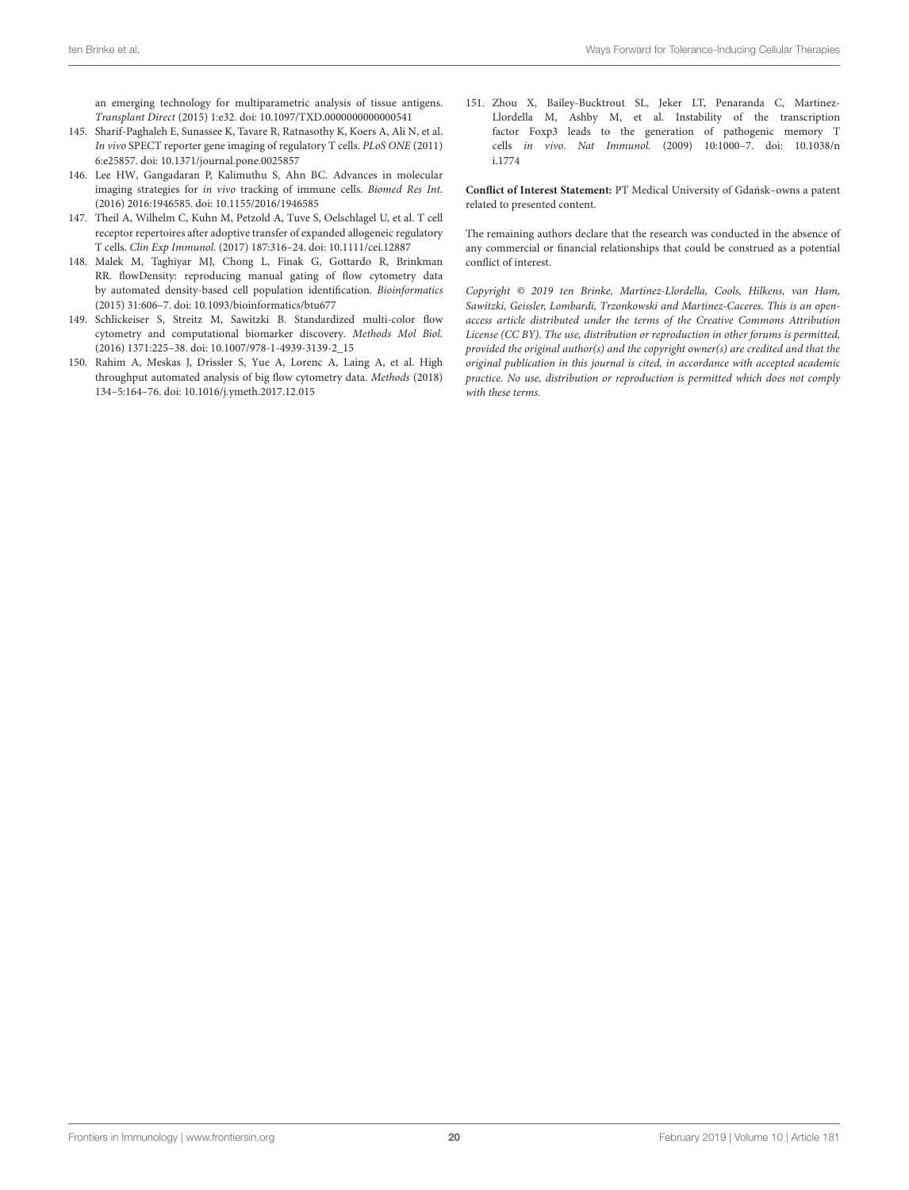an emerging technology for multiparametric analysis of tissue antigens. *Transplant Direct* (2015) 1:e32. doi: 10.1097/TXD.0000000000000541

145. Sharif-Paghaleh E, Sunassee K, Tavare R, Ratnasothy K, Koers A, Ali N, et al. *In vivo* SPECT reporter gene imaging of regulatory T cells. *PLoS ONE* (2011) 6:e25857. doi: 10.1371/journal.pone.0025857
146. Lee HW, Gangadaran P, Kalimuthu S, Ahn BC. Advances in molecular imaging strategies for *in vivo* tracking of immune cells. *Biomed Res Int.* (2016) 2016:1946585. doi: 10.1155/2016/1946585
147. Theil A, Wilhelm C, Kuhn M, Petzold A, Tuve S, Oelschlagel U, et al. T cell receptor repertoires after adoptive transfer of expanded allogeneic regulatory T cells. *Clin Exp Immunol.* (2017) 187:316–24. doi: 10.1111/cei.12887
148. Malek M, Taghiyar MJ, Chong L, Finak G, Gottardo R, Brinkman RR. flowDensity: reproducing manual gating of flow cytometry data by automated density-based cell population identification. *Bioinformatics* (2015) 31:606–7. doi: 10.1093/bioinformatics/btu677
149. Schlickeiser S, Streitz M, Sawitzki B. Standardized multi-color flow cytometry and computational biomarker discovery. *Methods Mol Biol.* (2016) 1371:225–38. doi: 10.1007/978-1-4939-3139-2_15
150. Rahim A, Meskas J, Drissler S, Yue A, Lorenc A, Laing A, et al. High throughput automated analysis of big flow cytometry data. *Methods* (2018) 134–5:164–76. doi: 10.1016/j.ymeth.2017.12.015
151. Zhou X, Bailey-Bucktrout SL, Jeker LT, Penaranda C, Martinez-Llordella M, Ashby M, et al. Instability of the transcription factor Foxp3 leads to the generation of pathogenic memory T cells *in vivo*. *Nat Immunol.* (2009) 10:1000–7. doi: 10.1038/ni.1774

**Conflict of Interest Statement:** PT Medical University of Gdańsk–owns a patent related to presented content.

The remaining authors declare that the research was conducted in the absence of any commercial or financial relationships that could be construed as a potential conflict of interest.

*Copyright © 2019 ten Brinke, Martinez-Llordella, Cools, Hilkens, van Ham, Sawitzki, Geissler, Lombardi, Trzonkowski and Martinez-Caceres. This is an open-access article distributed under the terms of the Creative Commons Attribution License (CC BY). The use, distribution or reproduction in other forums is permitted, provided the original author(s) and the copyright owner(s) are credited and that the original publication in this journal is cited, in accordance with accepted academic practice. No use, distribution or reproduction is permitted which does not comply with these terms.*